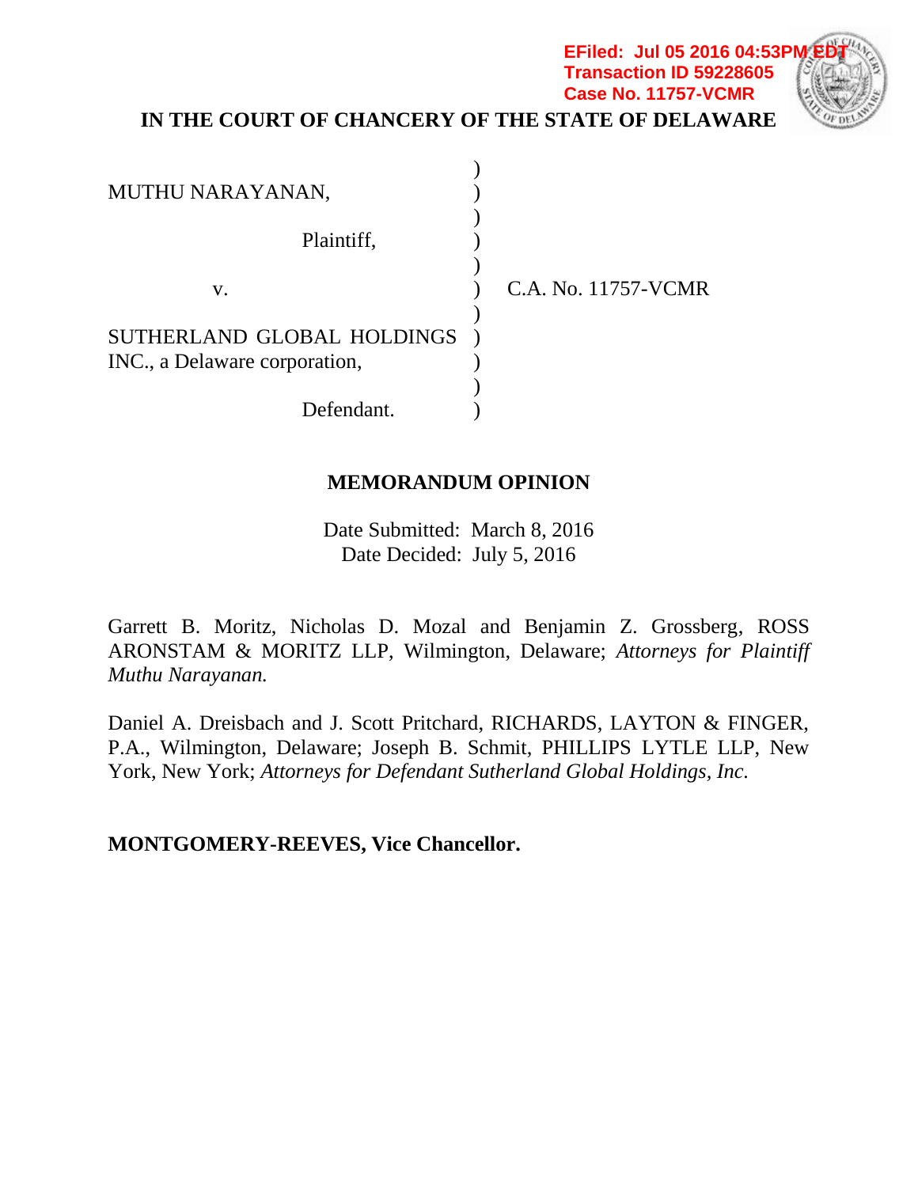EFiled: Jul 05 2016 04:53PM EDT
Transaction ID 59228605
Case No. 11757-VCMR

**IN THE COURT OF CHANCERY OF THE STATE OF DELAWARE**

| | | |
|---|---|---|
| MUTHU NARAYANAN, | ) | |
| Plaintiff, | ) | |
| v. | ) | C.A. No. 11757-VCMR |
| SUTHERLAND GLOBAL HOLDINGS INC., a Delaware corporation, | ) | |
| Defendant. | ) | |

**MEMORANDUM OPINION**

Date Submitted: March 8, 2016
Date Decided: July 5, 2016

Garrett B. Moritz, Nicholas D. Mozal and Benjamin Z. Grossberg, ROSS ARONSTAM & MORITZ LLP, Wilmington, Delaware; *Attorneys for Plaintiff Muthu Narayanan.*

Daniel A. Dreisbach and J. Scott Pritchard, RICHARDS, LAYTON & FINGER, P.A., Wilmington, Delaware; Joseph B. Schmit, PHILLIPS LYTLE LLP, New York, New York; *Attorneys for Defendant Sutherland Global Holdings, Inc.*

**MONTGOMERY-REEVES, Vice Chancellor.**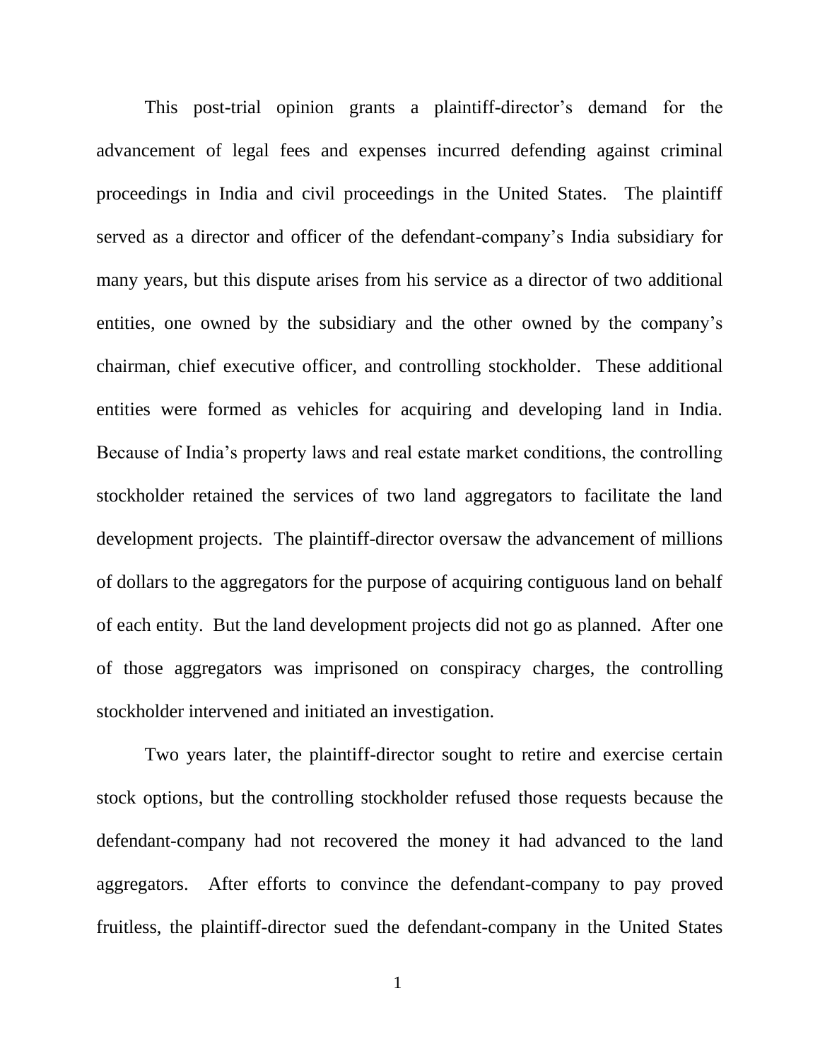This post-trial opinion grants a plaintiff-director's demand for the advancement of legal fees and expenses incurred defending against criminal proceedings in India and civil proceedings in the United States. The plaintiff served as a director and officer of the defendant-company's India subsidiary for many years, but this dispute arises from his service as a director of two additional entities, one owned by the subsidiary and the other owned by the company's chairman, chief executive officer, and controlling stockholder. These additional entities were formed as vehicles for acquiring and developing land in India. Because of India's property laws and real estate market conditions, the controlling stockholder retained the services of two land aggregators to facilitate the land development projects. The plaintiff-director oversaw the advancement of millions of dollars to the aggregators for the purpose of acquiring contiguous land on behalf of each entity. But the land development projects did not go as planned. After one of those aggregators was imprisoned on conspiracy charges, the controlling stockholder intervened and initiated an investigation.

Two years later, the plaintiff-director sought to retire and exercise certain stock options, but the controlling stockholder refused those requests because the defendant-company had not recovered the money it had advanced to the land aggregators. After efforts to convince the defendant-company to pay proved fruitless, the plaintiff-director sued the defendant-company in the United States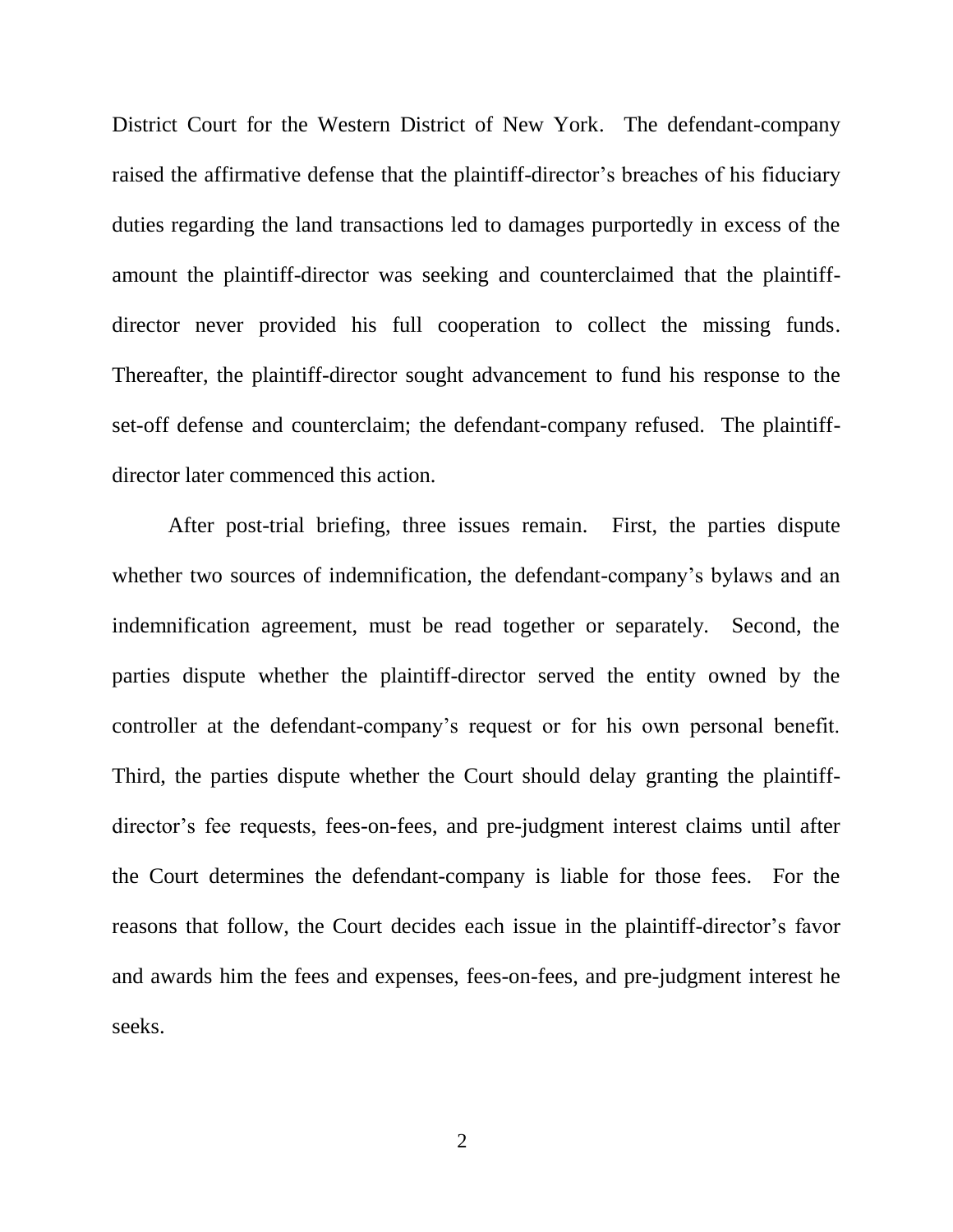District Court for the Western District of New York. The defendant-company raised the affirmative defense that the plaintiff-director's breaches of his fiduciary duties regarding the land transactions led to damages purportedly in excess of the amount the plaintiff-director was seeking and counterclaimed that the plaintiff-director never provided his full cooperation to collect the missing funds. Thereafter, the plaintiff-director sought advancement to fund his response to the set-off defense and counterclaim; the defendant-company refused. The plaintiff-director later commenced this action.

After post-trial briefing, three issues remain. First, the parties dispute whether two sources of indemnification, the defendant-company's bylaws and an indemnification agreement, must be read together or separately. Second, the parties dispute whether the plaintiff-director served the entity owned by the controller at the defendant-company's request or for his own personal benefit. Third, the parties dispute whether the Court should delay granting the plaintiff-director's fee requests, fees-on-fees, and pre-judgment interest claims until after the Court determines the defendant-company is liable for those fees. For the reasons that follow, the Court decides each issue in the plaintiff-director's favor and awards him the fees and expenses, fees-on-fees, and pre-judgment interest he seeks.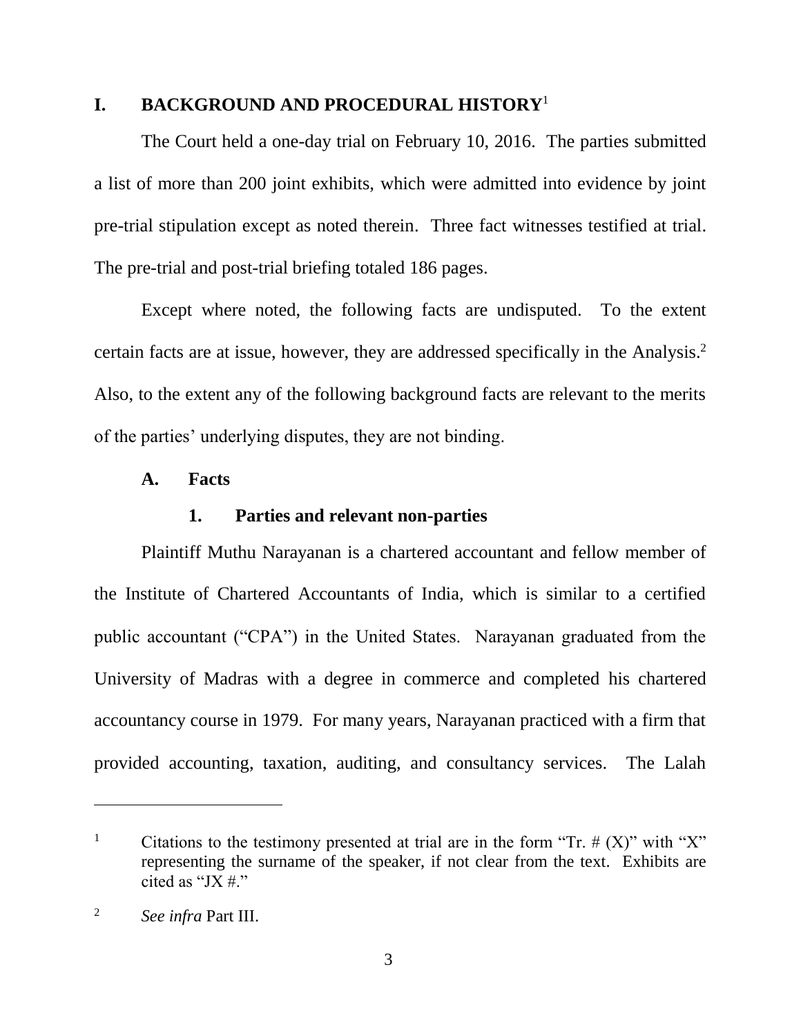# I. BACKGROUND AND PROCEDURAL HISTORY[1]

The Court held a one-day trial on February 10, 2016. The parties submitted a list of more than 200 joint exhibits, which were admitted into evidence by joint pre-trial stipulation except as noted therein. Three fact witnesses testified at trial. The pre-trial and post-trial briefing totaled 186 pages.

Except where noted, the following facts are undisputed. To the extent certain facts are at issue, however, they are addressed specifically in the Analysis.[2] Also, to the extent any of the following background facts are relevant to the merits of the parties' underlying disputes, they are not binding.

## A. Facts

### 1. Parties and relevant non-parties

Plaintiff Muthu Narayanan is a chartered accountant and fellow member of the Institute of Chartered Accountants of India, which is similar to a certified public accountant ("CPA") in the United States. Narayanan graduated from the University of Madras with a degree in commerce and completed his chartered accountancy course in 1979. For many years, Narayanan practiced with a firm that provided accounting, taxation, auditing, and consultancy services. The Lalah

---

[1] Citations to the testimony presented at trial are in the form "Tr. # (X)" with "X" representing the surname of the speaker, if not clear from the text. Exhibits are cited as "JX #."

[2] *See infra* Part III.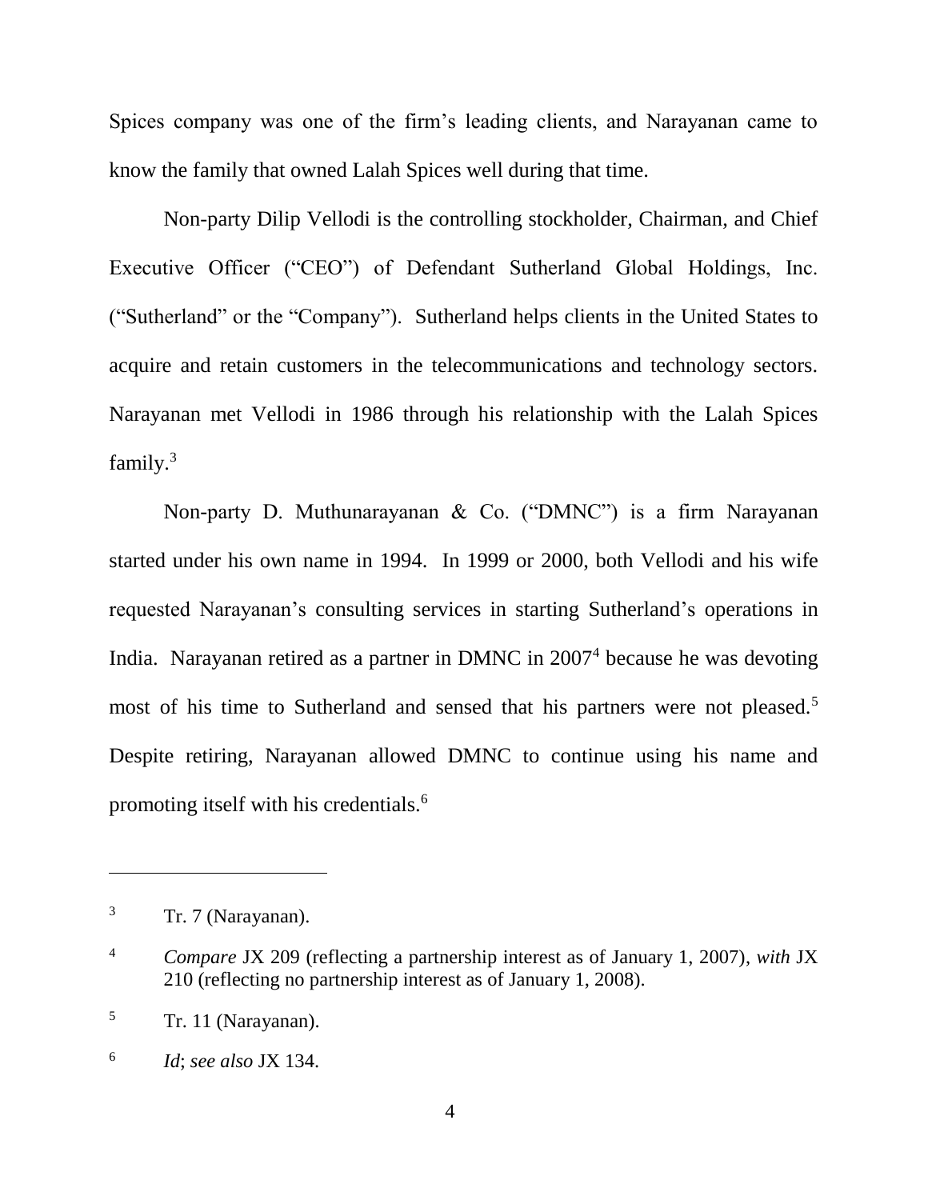Spices company was one of the firm's leading clients, and Narayanan came to know the family that owned Lalah Spices well during that time.

Non-party Dilip Vellodi is the controlling stockholder, Chairman, and Chief Executive Officer ("CEO") of Defendant Sutherland Global Holdings, Inc. ("Sutherland" or the "Company"). Sutherland helps clients in the United States to acquire and retain customers in the telecommunications and technology sectors. Narayanan met Vellodi in 1986 through his relationship with the Lalah Spices family.[3]

Non-party D. Muthunarayanan & Co. ("DMNC") is a firm Narayanan started under his own name in 1994. In 1999 or 2000, both Vellodi and his wife requested Narayanan's consulting services in starting Sutherland's operations in India. Narayanan retired as a partner in DMNC in 2007[4] because he was devoting most of his time to Sutherland and sensed that his partners were not pleased.[5] Despite retiring, Narayanan allowed DMNC to continue using his name and promoting itself with his credentials.[6]

---

[3] Tr. 7 (Narayanan).

[4] *Compare* JX 209 (reflecting a partnership interest as of January 1, 2007), *with* JX 210 (reflecting no partnership interest as of January 1, 2008).

[5] Tr. 11 (Narayanan).

[6] *Id*; *see also* JX 134.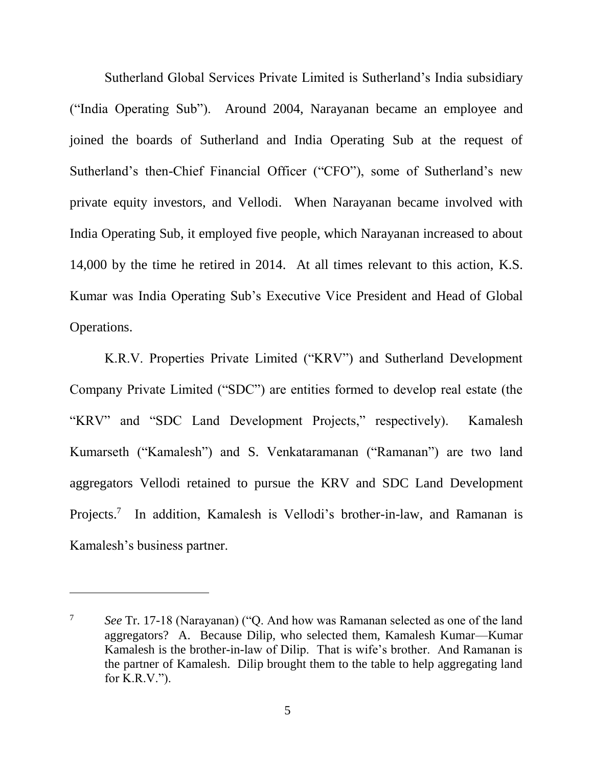Sutherland Global Services Private Limited is Sutherland's India subsidiary ("India Operating Sub"). Around 2004, Narayanan became an employee and joined the boards of Sutherland and India Operating Sub at the request of Sutherland's then-Chief Financial Officer ("CFO"), some of Sutherland's new private equity investors, and Vellodi. When Narayanan became involved with India Operating Sub, it employed five people, which Narayanan increased to about 14,000 by the time he retired in 2014. At all times relevant to this action, K.S. Kumar was India Operating Sub's Executive Vice President and Head of Global Operations.

K.R.V. Properties Private Limited ("KRV") and Sutherland Development Company Private Limited ("SDC") are entities formed to develop real estate (the "KRV" and "SDC Land Development Projects," respectively). Kamalesh Kumarseth ("Kamalesh") and S. Venkataramanan ("Ramanan") are two land aggregators Vellodi retained to pursue the KRV and SDC Land Development Projects.[7] In addition, Kamalesh is Vellodi's brother-in-law, and Ramanan is Kamalesh's business partner.

---

[7] *See* Tr. 17-18 (Narayanan) ("Q. And how was Ramanan selected as one of the land aggregators? A. Because Dilip, who selected them, Kamalesh Kumar—Kumar Kamalesh is the brother-in-law of Dilip. That is wife's brother. And Ramanan is the partner of Kamalesh. Dilip brought them to the table to help aggregating land for K.R.V.").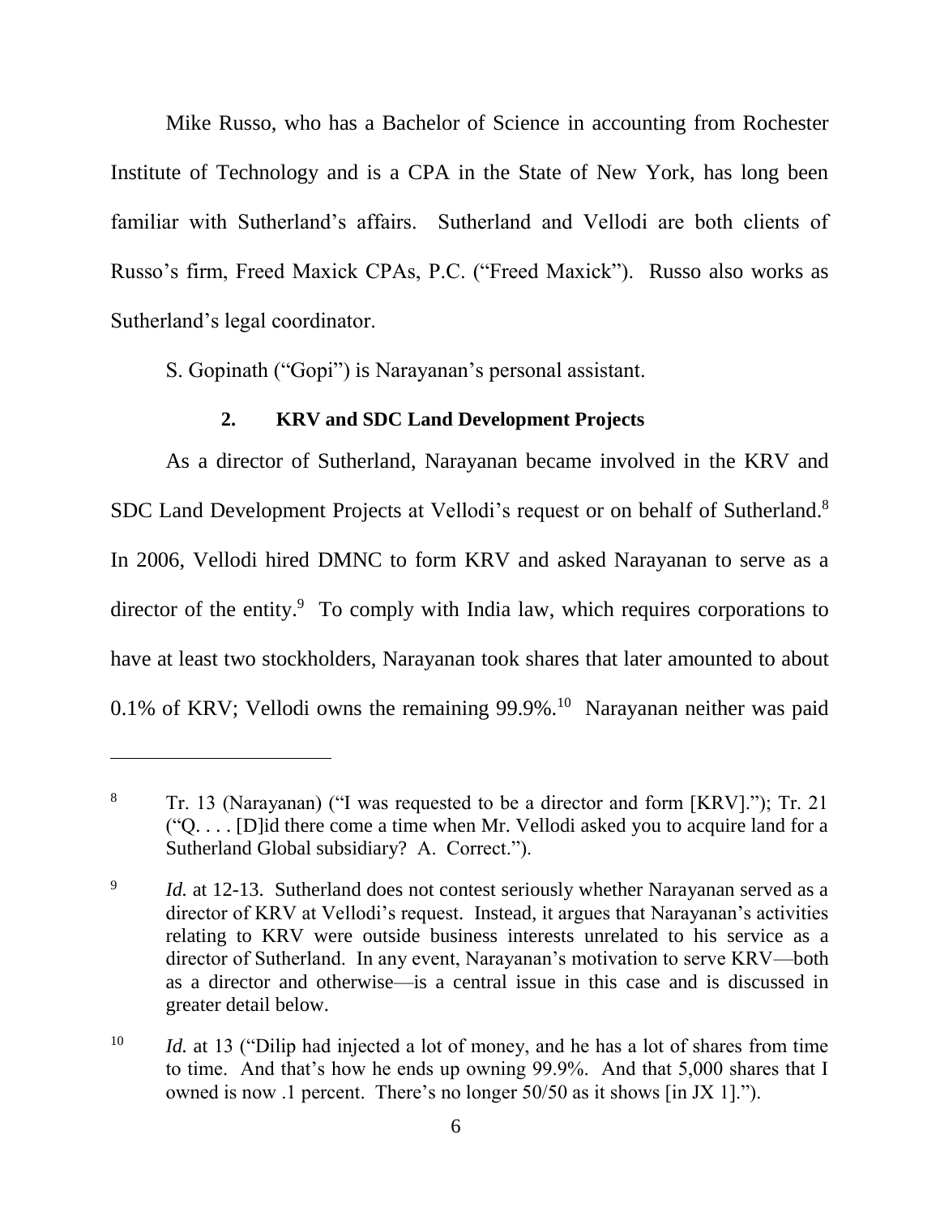Mike Russo, who has a Bachelor of Science in accounting from Rochester Institute of Technology and is a CPA in the State of New York, has long been familiar with Sutherland's affairs. Sutherland and Vellodi are both clients of Russo's firm, Freed Maxick CPAs, P.C. ("Freed Maxick"). Russo also works as Sutherland's legal coordinator.

S. Gopinath ("Gopi") is Narayanan's personal assistant.

### 2. KRV and SDC Land Development Projects

As a director of Sutherland, Narayanan became involved in the KRV and SDC Land Development Projects at Vellodi's request or on behalf of Sutherland.[8] In 2006, Vellodi hired DMNC to form KRV and asked Narayanan to serve as a director of the entity.[9] To comply with India law, which requires corporations to have at least two stockholders, Narayanan took shares that later amounted to about 0.1% of KRV; Vellodi owns the remaining 99.9%.[10] Narayanan neither was paid

---

[8] Tr. 13 (Narayanan) ("I was requested to be a director and form [KRV]."); Tr. 21 ("Q. . . . [D]id there come a time when Mr. Vellodi asked you to acquire land for a Sutherland Global subsidiary? A. Correct.").

[9] *Id.* at 12-13. Sutherland does not contest seriously whether Narayanan served as a director of KRV at Vellodi's request. Instead, it argues that Narayanan's activities relating to KRV were outside business interests unrelated to his service as a director of Sutherland. In any event, Narayanan's motivation to serve KRV—both as a director and otherwise—is a central issue in this case and is discussed in greater detail below.

[10] *Id.* at 13 ("Dilip had injected a lot of money, and he has a lot of shares from time to time. And that's how he ends up owning 99.9%. And that 5,000 shares that I owned is now .1 percent. There's no longer 50/50 as it shows [in JX 1].").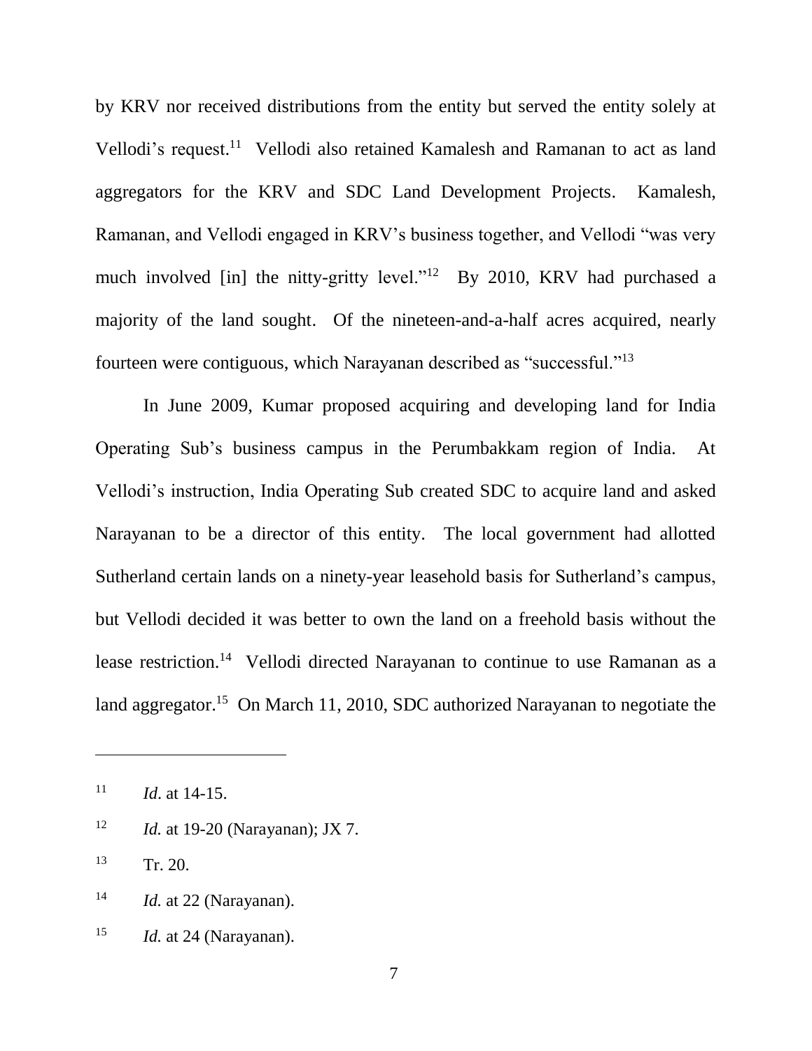by KRV nor received distributions from the entity but served the entity solely at Vellodi's request.[11] Vellodi also retained Kamalesh and Ramanan to act as land aggregators for the KRV and SDC Land Development Projects. Kamalesh, Ramanan, and Vellodi engaged in KRV's business together, and Vellodi "was very much involved [in] the nitty-gritty level."[12] By 2010, KRV had purchased a majority of the land sought. Of the nineteen-and-a-half acres acquired, nearly fourteen were contiguous, which Narayanan described as "successful."[13]

In June 2009, Kumar proposed acquiring and developing land for India Operating Sub's business campus in the Perumbakkam region of India. At Vellodi's instruction, India Operating Sub created SDC to acquire land and asked Narayanan to be a director of this entity. The local government had allotted Sutherland certain lands on a ninety-year leasehold basis for Sutherland's campus, but Vellodi decided it was better to own the land on a freehold basis without the lease restriction.[14] Vellodi directed Narayanan to continue to use Ramanan as a land aggregator.[15] On March 11, 2010, SDC authorized Narayanan to negotiate the

---

[11] *Id*. at 14-15.

[12] *Id.* at 19-20 (Narayanan); JX 7.

[13] Tr. 20.

[14] *Id.* at 22 (Narayanan).

[15] *Id.* at 24 (Narayanan).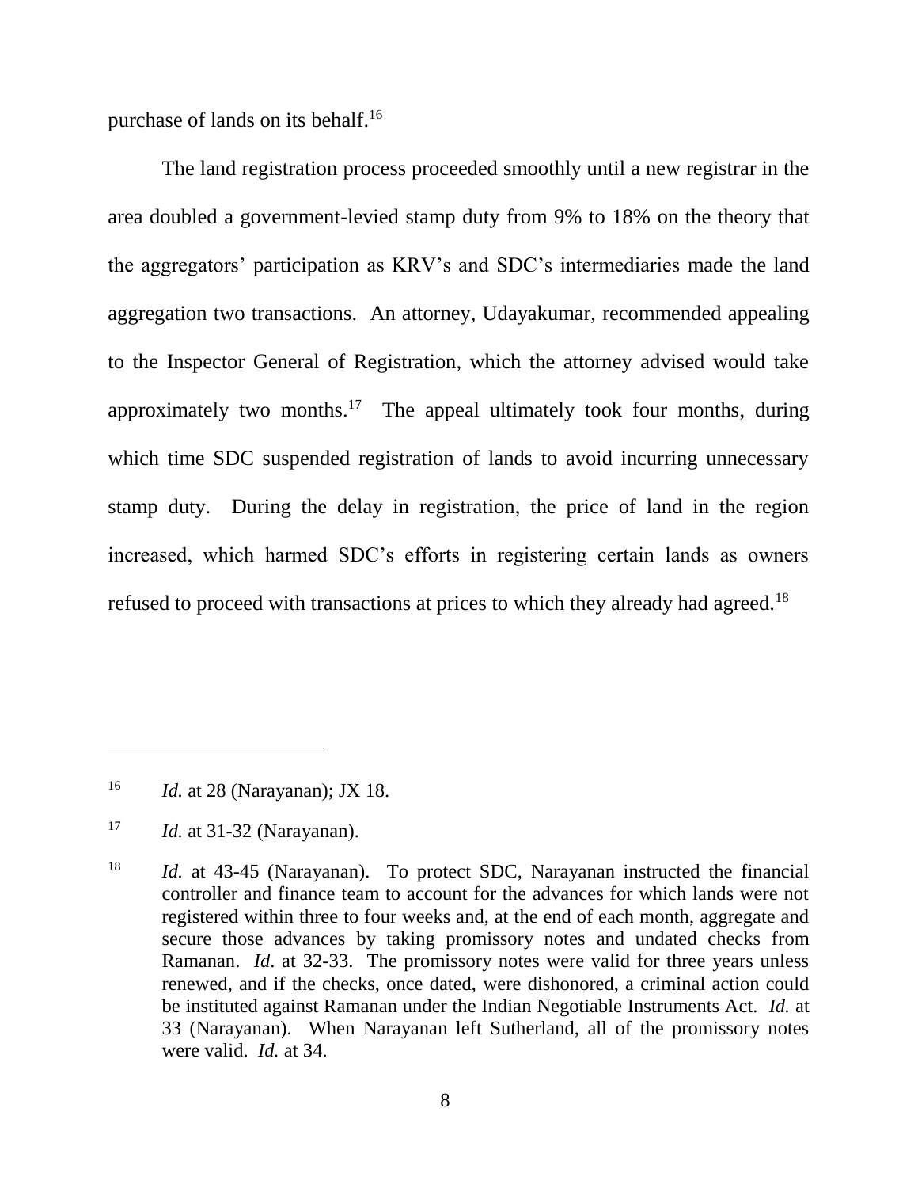purchase of lands on its behalf.[16]

The land registration process proceeded smoothly until a new registrar in the area doubled a government-levied stamp duty from 9% to 18% on the theory that the aggregators' participation as KRV's and SDC's intermediaries made the land aggregation two transactions. An attorney, Udayakumar, recommended appealing to the Inspector General of Registration, which the attorney advised would take approximately two months.[17] The appeal ultimately took four months, during which time SDC suspended registration of lands to avoid incurring unnecessary stamp duty. During the delay in registration, the price of land in the region increased, which harmed SDC's efforts in registering certain lands as owners refused to proceed with transactions at prices to which they already had agreed.[18]

---

[16] *Id.* at 28 (Narayanan); JX 18.

[17] *Id.* at 31-32 (Narayanan).

[18] *Id.* at 43-45 (Narayanan). To protect SDC, Narayanan instructed the financial controller and finance team to account for the advances for which lands were not registered within three to four weeks and, at the end of each month, aggregate and secure those advances by taking promissory notes and undated checks from Ramanan. *Id*. at 32-33. The promissory notes were valid for three years unless renewed, and if the checks, once dated, were dishonored, a criminal action could be instituted against Ramanan under the Indian Negotiable Instruments Act. *Id.* at 33 (Narayanan). When Narayanan left Sutherland, all of the promissory notes were valid. *Id.* at 34.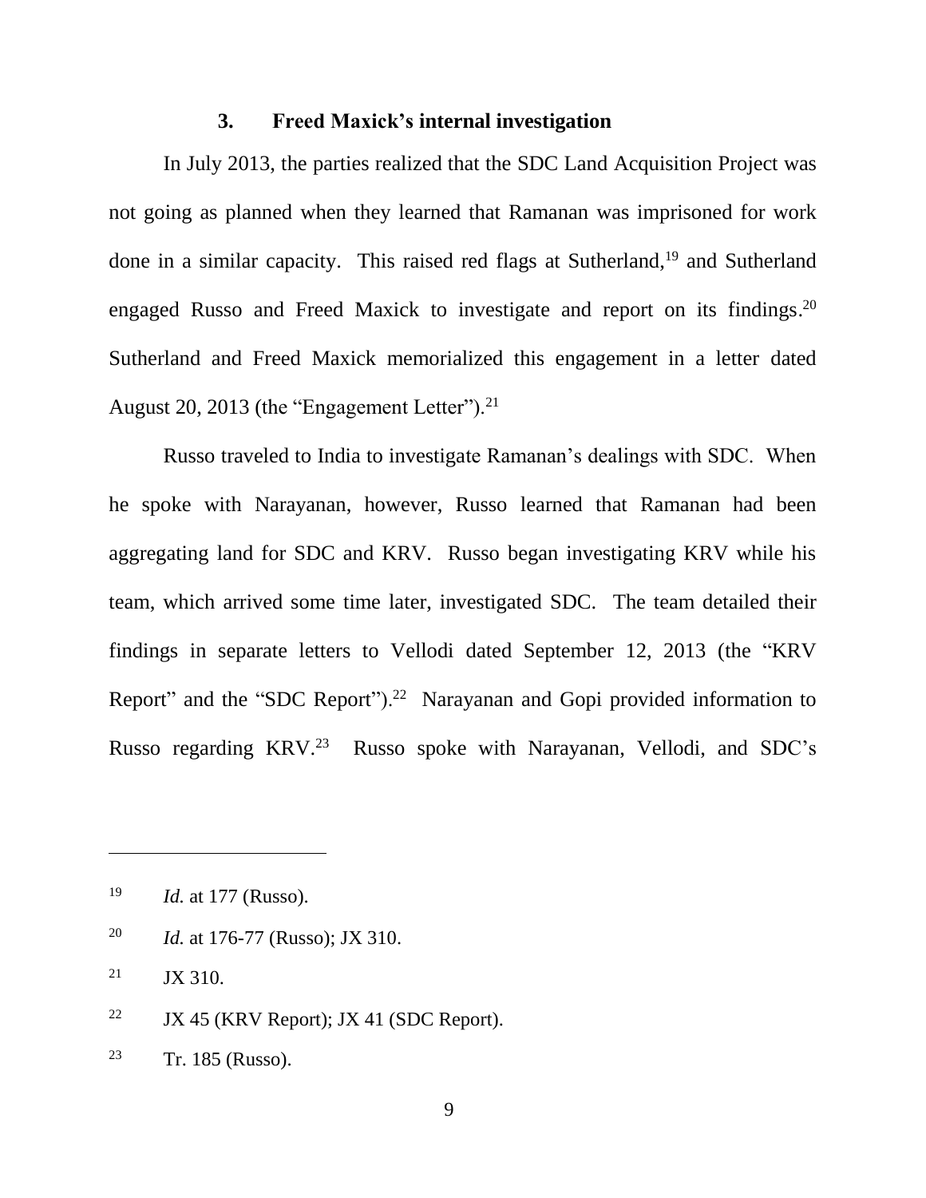### 3. Freed Maxick's internal investigation

In July 2013, the parties realized that the SDC Land Acquisition Project was not going as planned when they learned that Ramanan was imprisoned for work done in a similar capacity. This raised red flags at Sutherland,[19] and Sutherland engaged Russo and Freed Maxick to investigate and report on its findings.[20] Sutherland and Freed Maxick memorialized this engagement in a letter dated August 20, 2013 (the "Engagement Letter").[21]

Russo traveled to India to investigate Ramanan's dealings with SDC. When he spoke with Narayanan, however, Russo learned that Ramanan had been aggregating land for SDC and KRV. Russo began investigating KRV while his team, which arrived some time later, investigated SDC. The team detailed their findings in separate letters to Vellodi dated September 12, 2013 (the "KRV Report" and the "SDC Report").[22] Narayanan and Gopi provided information to Russo regarding KRV.[23] Russo spoke with Narayanan, Vellodi, and SDC's

---

[19] *Id.* at 177 (Russo).

[20] *Id.* at 176-77 (Russo); JX 310.

[21] JX 310.

[22] JX 45 (KRV Report); JX 41 (SDC Report).

[23] Tr. 185 (Russo).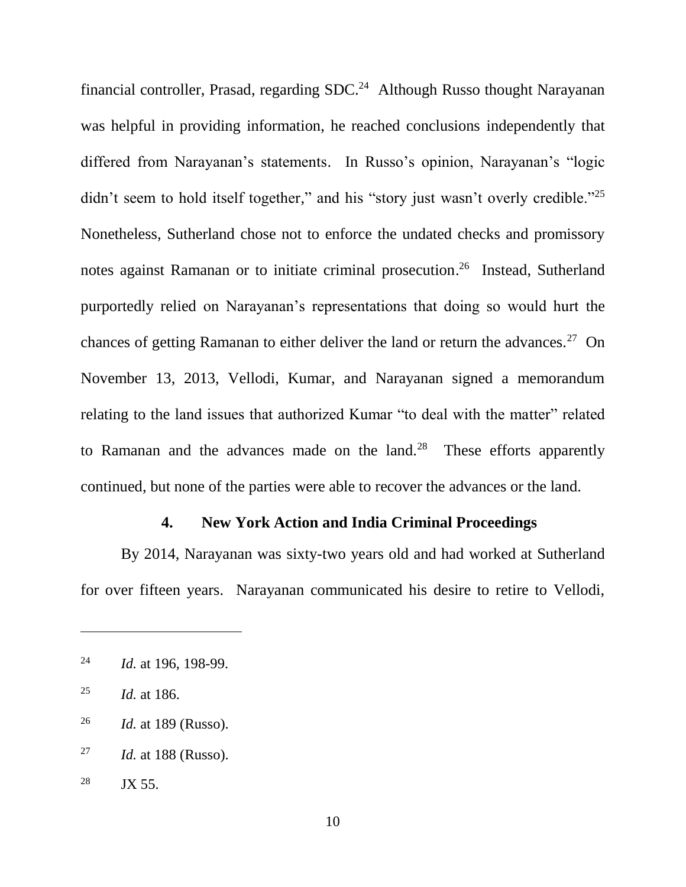financial controller, Prasad, regarding SDC.[24] Although Russo thought Narayanan was helpful in providing information, he reached conclusions independently that differed from Narayanan's statements. In Russo's opinion, Narayanan's "logic didn't seem to hold itself together," and his "story just wasn't overly credible."[25] Nonetheless, Sutherland chose not to enforce the undated checks and promissory notes against Ramanan or to initiate criminal prosecution.[26] Instead, Sutherland purportedly relied on Narayanan's representations that doing so would hurt the chances of getting Ramanan to either deliver the land or return the advances.[27] On November 13, 2013, Vellodi, Kumar, and Narayanan signed a memorandum relating to the land issues that authorized Kumar "to deal with the matter" related to Ramanan and the advances made on the land.[28] These efforts apparently continued, but none of the parties were able to recover the advances or the land.

#### 4. New York Action and India Criminal Proceedings

By 2014, Narayanan was sixty-two years old and had worked at Sutherland for over fifteen years. Narayanan communicated his desire to retire to Vellodi,

---

[24] *Id.* at 196, 198-99.

[25] *Id.* at 186.

[26] *Id.* at 189 (Russo).

[27] *Id.* at 188 (Russo).

[28] JX 55.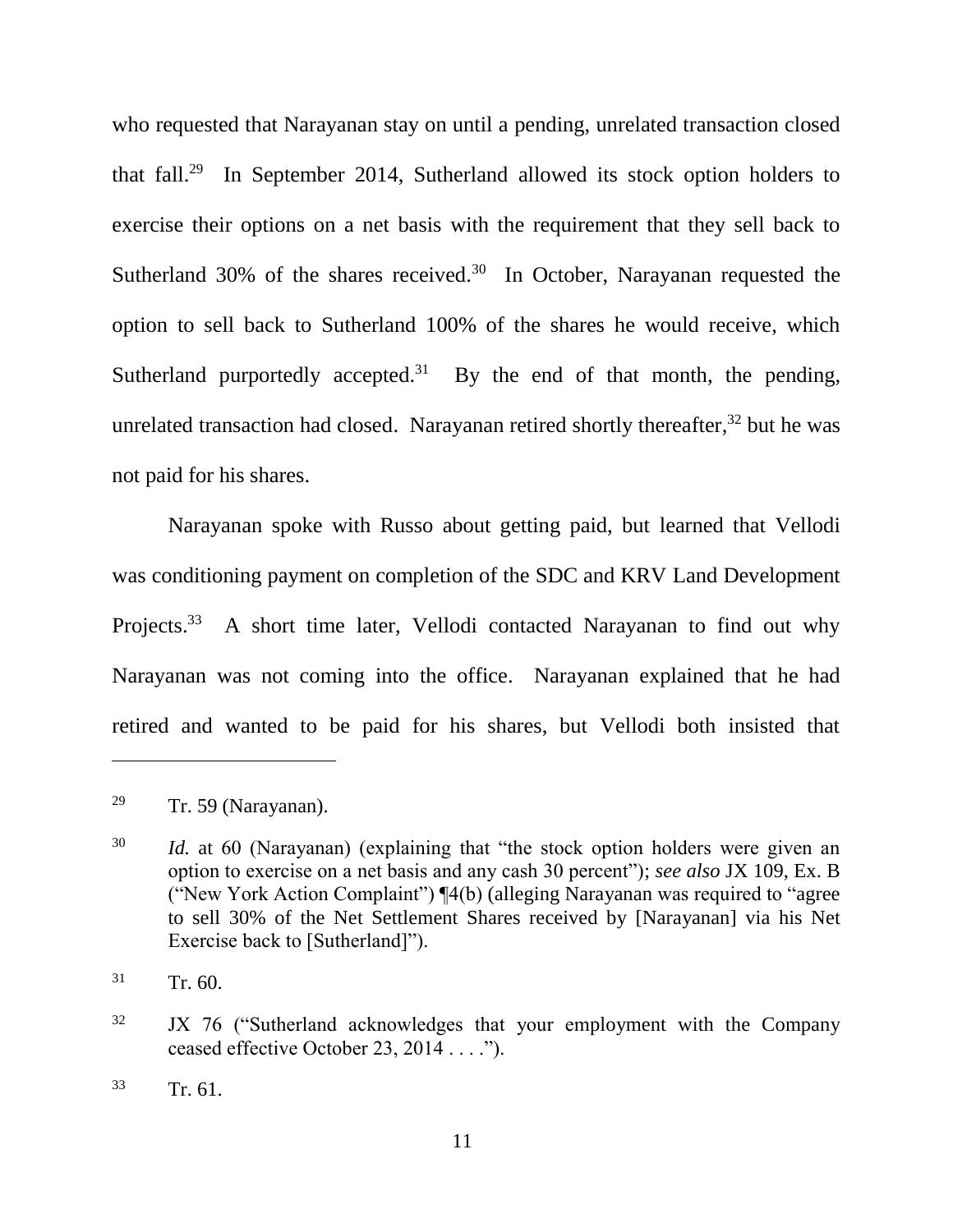who requested that Narayanan stay on until a pending, unrelated transaction closed that fall.[29] In September 2014, Sutherland allowed its stock option holders to exercise their options on a net basis with the requirement that they sell back to Sutherland 30% of the shares received.[30] In October, Narayanan requested the option to sell back to Sutherland 100% of the shares he would receive, which Sutherland purportedly accepted.[31] By the end of that month, the pending, unrelated transaction had closed. Narayanan retired shortly thereafter,[32] but he was not paid for his shares.

Narayanan spoke with Russo about getting paid, but learned that Vellodi was conditioning payment on completion of the SDC and KRV Land Development Projects.[33] A short time later, Vellodi contacted Narayanan to find out why Narayanan was not coming into the office. Narayanan explained that he had retired and wanted to be paid for his shares, but Vellodi both insisted that

---

[29] Tr. 59 (Narayanan).

[30] *Id.* at 60 (Narayanan) (explaining that "the stock option holders were given an option to exercise on a net basis and any cash 30 percent"); *see also* JX 109, Ex. B ("New York Action Complaint") ¶4(b) (alleging Narayanan was required to "agree to sell 30% of the Net Settlement Shares received by [Narayanan] via his Net Exercise back to [Sutherland]").

[31] Tr. 60.

[32] JX 76 ("Sutherland acknowledges that your employment with the Company ceased effective October 23, 2014 . . . .").

[33] Tr. 61.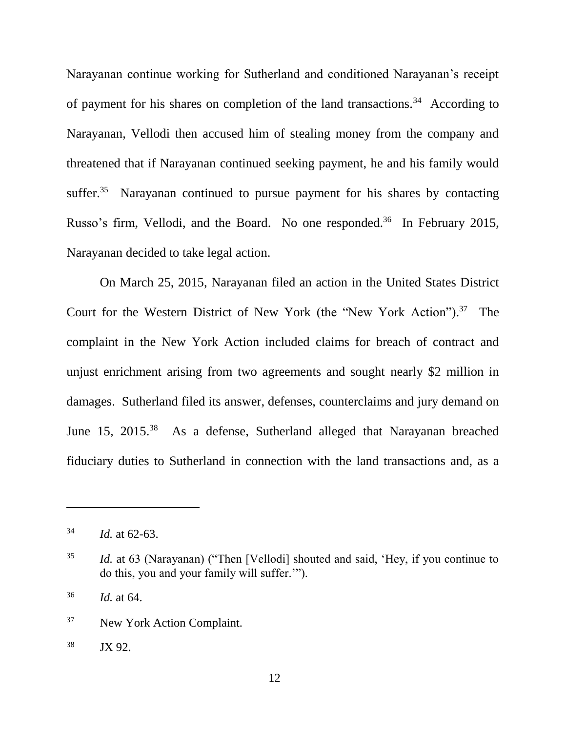Narayanan continue working for Sutherland and conditioned Narayanan's receipt of payment for his shares on completion of the land transactions.[34] According to Narayanan, Vellodi then accused him of stealing money from the company and threatened that if Narayanan continued seeking payment, he and his family would suffer.[35] Narayanan continued to pursue payment for his shares by contacting Russo's firm, Vellodi, and the Board. No one responded.[36] In February 2015, Narayanan decided to take legal action.

On March 25, 2015, Narayanan filed an action in the United States District Court for the Western District of New York (the "New York Action").[37] The complaint in the New York Action included claims for breach of contract and unjust enrichment arising from two agreements and sought nearly $2 million in damages. Sutherland filed its answer, defenses, counterclaims and jury demand on June 15, 2015.[38] As a defense, Sutherland alleged that Narayanan breached fiduciary duties to Sutherland in connection with the land transactions and, as a

---

[34] *Id.* at 62-63.

[35] *Id.* at 63 (Narayanan) ("Then [Vellodi] shouted and said, 'Hey, if you continue to do this, you and your family will suffer.'").

[36] *Id.* at 64.

[37] New York Action Complaint.

[38] JX 92.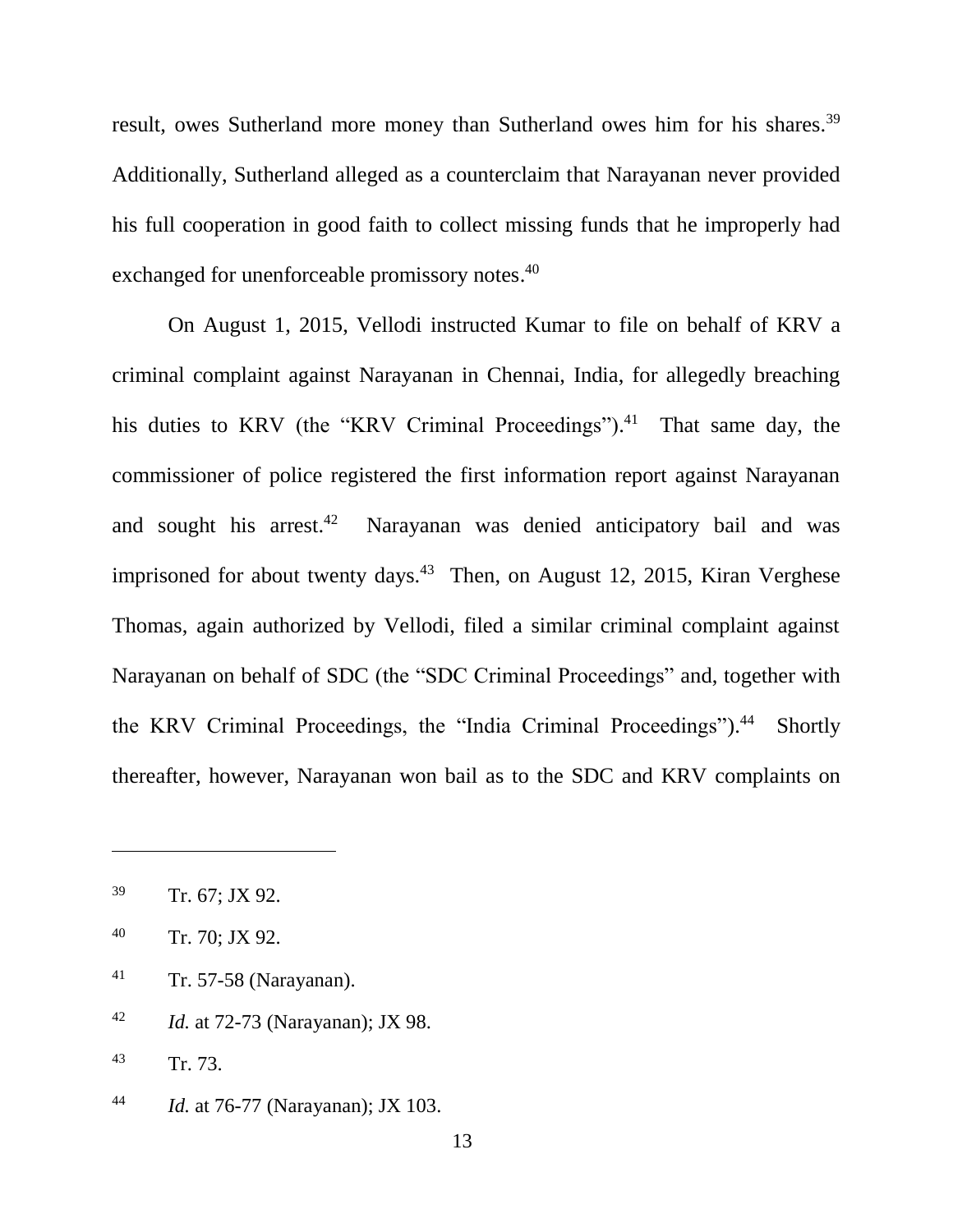result, owes Sutherland more money than Sutherland owes him for his shares.[39] Additionally, Sutherland alleged as a counterclaim that Narayanan never provided his full cooperation in good faith to collect missing funds that he improperly had exchanged for unenforceable promissory notes.[40]

On August 1, 2015, Vellodi instructed Kumar to file on behalf of KRV a criminal complaint against Narayanan in Chennai, India, for allegedly breaching his duties to KRV (the "KRV Criminal Proceedings").[41] That same day, the commissioner of police registered the first information report against Narayanan and sought his arrest.[42] Narayanan was denied anticipatory bail and was imprisoned for about twenty days.[43] Then, on August 12, 2015, Kiran Verghese Thomas, again authorized by Vellodi, filed a similar criminal complaint against Narayanan on behalf of SDC (the "SDC Criminal Proceedings" and, together with the KRV Criminal Proceedings, the "India Criminal Proceedings").[44] Shortly thereafter, however, Narayanan won bail as to the SDC and KRV complaints on

---

[39] Tr. 67; JX 92.

[40] Tr. 70; JX 92.

[41] Tr. 57-58 (Narayanan).

[42] *Id.* at 72-73 (Narayanan); JX 98.

[43] Tr. 73.

[44] *Id.* at 76-77 (Narayanan); JX 103.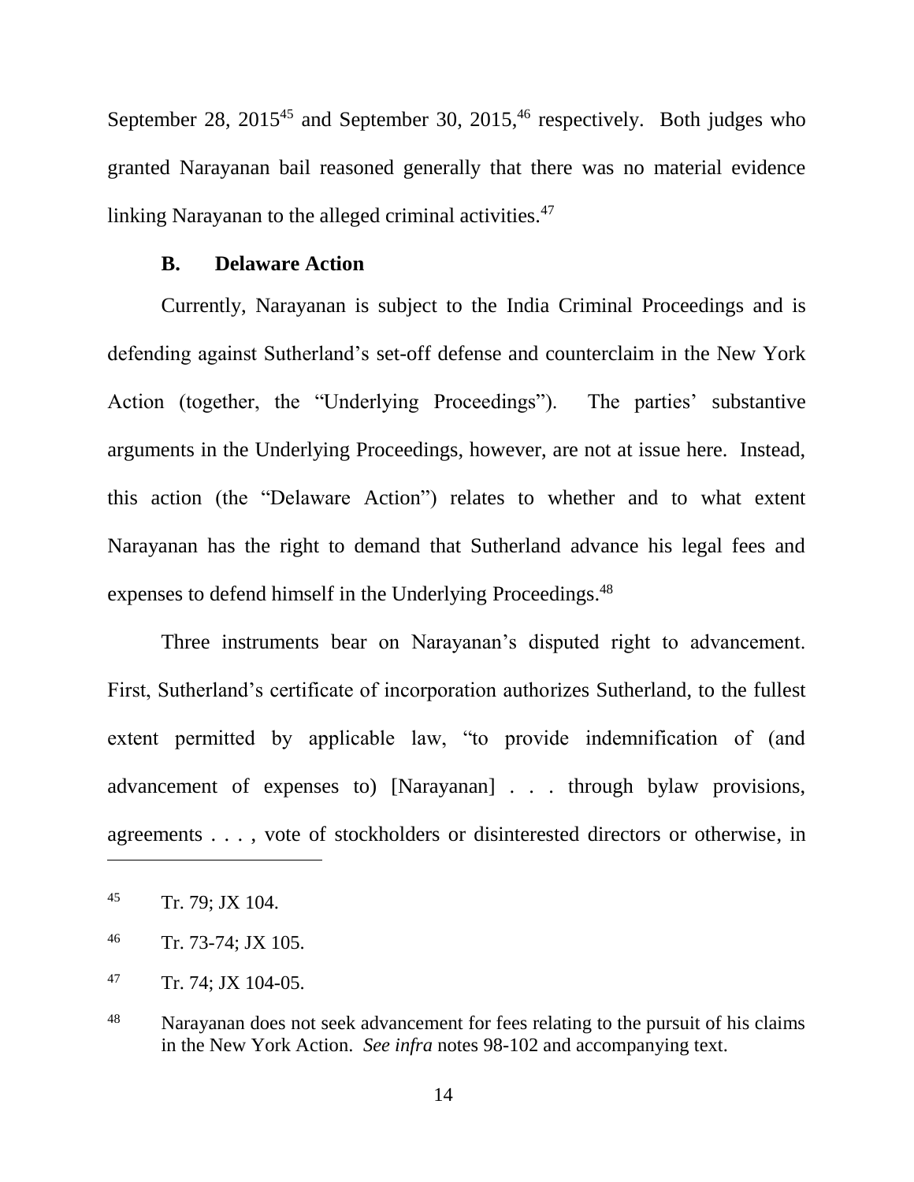September 28, 2015[45] and September 30, 2015,[46] respectively. Both judges who granted Narayanan bail reasoned generally that there was no material evidence linking Narayanan to the alleged criminal activities.[47]

### B. Delaware Action

Currently, Narayanan is subject to the India Criminal Proceedings and is defending against Sutherland's set-off defense and counterclaim in the New York Action (together, the "Underlying Proceedings"). The parties' substantive arguments in the Underlying Proceedings, however, are not at issue here. Instead, this action (the "Delaware Action") relates to whether and to what extent Narayanan has the right to demand that Sutherland advance his legal fees and expenses to defend himself in the Underlying Proceedings.[48]

Three instruments bear on Narayanan's disputed right to advancement. First, Sutherland's certificate of incorporation authorizes Sutherland, to the fullest extent permitted by applicable law, "to provide indemnification of (and advancement of expenses to) [Narayanan] . . . through bylaw provisions, agreements . . . , vote of stockholders or disinterested directors or otherwise, in

---

[45] Tr. 79; JX 104.

[46] Tr. 73-74; JX 105.

[47] Tr. 74; JX 104-05.

[48] Narayanan does not seek advancement for fees relating to the pursuit of his claims in the New York Action. *See infra* notes 98-102 and accompanying text.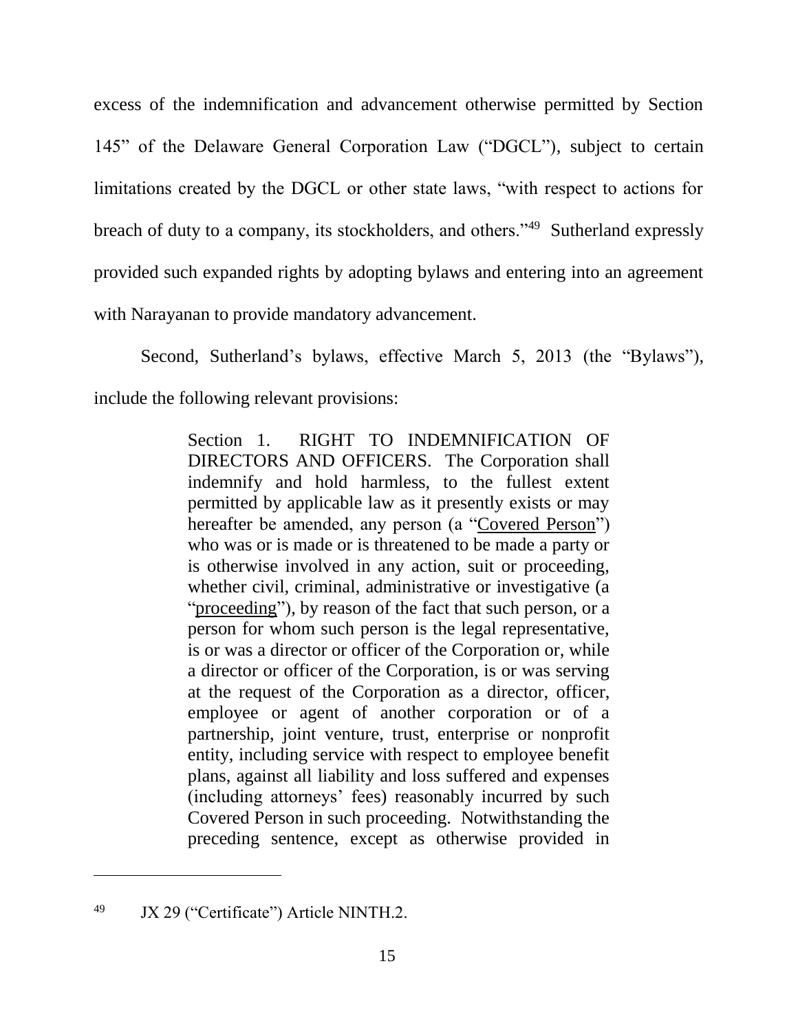excess of the indemnification and advancement otherwise permitted by Section 145" of the Delaware General Corporation Law ("DGCL"), subject to certain limitations created by the DGCL or other state laws, "with respect to actions for breach of duty to a company, its stockholders, and others."[49] Sutherland expressly provided such expanded rights by adopting bylaws and entering into an agreement with Narayanan to provide mandatory advancement.

Second, Sutherland's bylaws, effective March 5, 2013 (the "Bylaws"), include the following relevant provisions:

> Section 1. RIGHT TO INDEMNIFICATION OF DIRECTORS AND OFFICERS. The Corporation shall indemnify and hold harmless, to the fullest extent permitted by applicable law as it presently exists or may hereafter be amended, any person (a "Covered Person") who was or is made or is threatened to be made a party or is otherwise involved in any action, suit or proceeding, whether civil, criminal, administrative or investigative (a "proceeding"), by reason of the fact that such person, or a person for whom such person is the legal representative, is or was a director or officer of the Corporation or, while a director or officer of the Corporation, is or was serving at the request of the Corporation as a director, officer, employee or agent of another corporation or of a partnership, joint venture, trust, enterprise or nonprofit entity, including service with respect to employee benefit plans, against all liability and loss suffered and expenses (including attorneys' fees) reasonably incurred by such Covered Person in such proceeding. Notwithstanding the preceding sentence, except as otherwise provided in

---

[49] JX 29 ("Certificate") Article NINTH.2.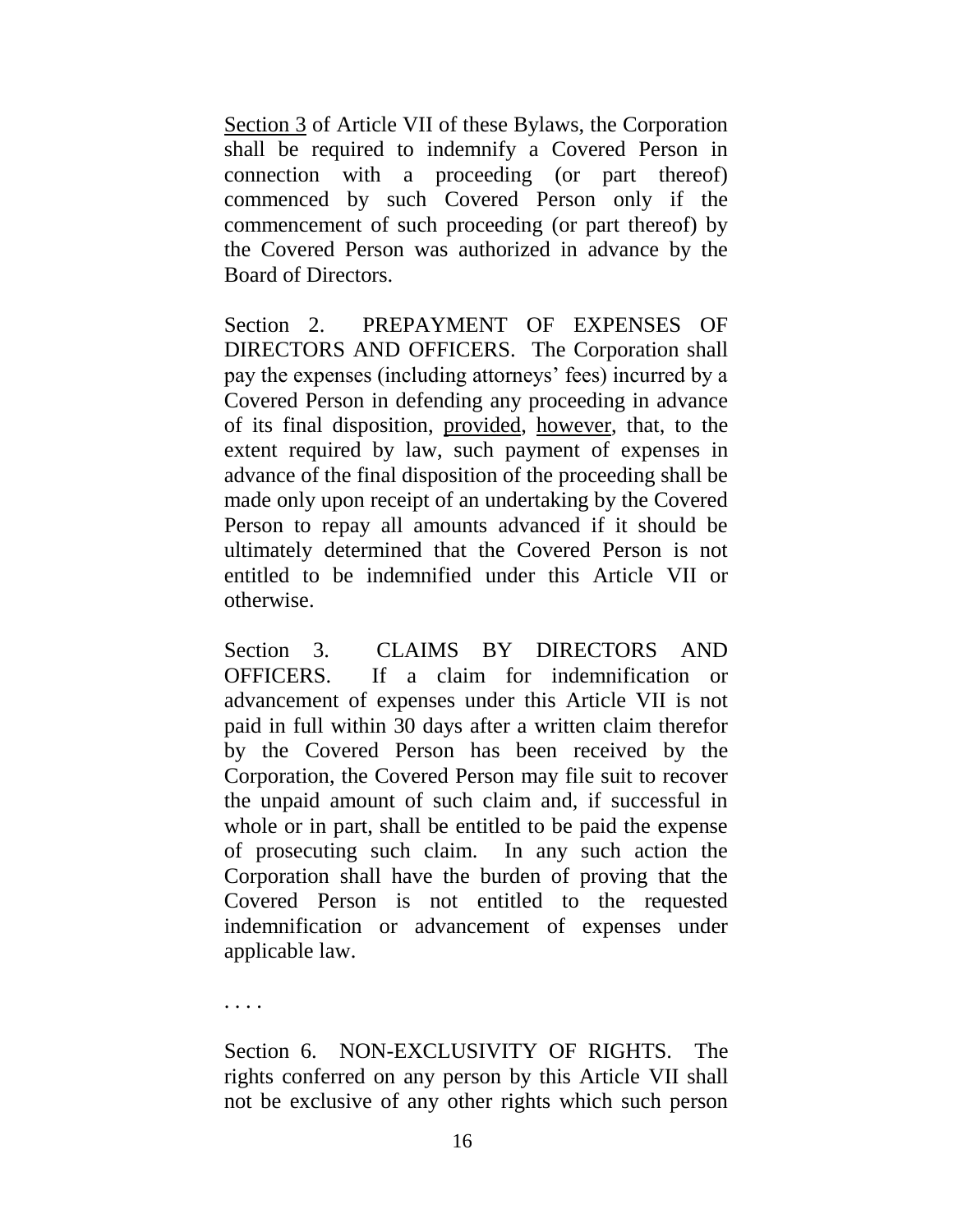Section 3 of Article VII of these Bylaws, the Corporation shall be required to indemnify a Covered Person in connection with a proceeding (or part thereof) commenced by such Covered Person only if the commencement of such proceeding (or part thereof) by the Covered Person was authorized in advance by the Board of Directors.

Section 2. PREPAYMENT OF EXPENSES OF DIRECTORS AND OFFICERS. The Corporation shall pay the expenses (including attorneys' fees) incurred by a Covered Person in defending any proceeding in advance of its final disposition, provided, however, that, to the extent required by law, such payment of expenses in advance of the final disposition of the proceeding shall be made only upon receipt of an undertaking by the Covered Person to repay all amounts advanced if it should be ultimately determined that the Covered Person is not entitled to be indemnified under this Article VII or otherwise.

Section 3. CLAIMS BY DIRECTORS AND OFFICERS. If a claim for indemnification or advancement of expenses under this Article VII is not paid in full within 30 days after a written claim therefor by the Covered Person has been received by the Corporation, the Covered Person may file suit to recover the unpaid amount of such claim and, if successful in whole or in part, shall be entitled to be paid the expense of prosecuting such claim. In any such action the Corporation shall have the burden of proving that the Covered Person is not entitled to the requested indemnification or advancement of expenses under applicable law.

. . . .

Section 6. NON-EXCLUSIVITY OF RIGHTS. The rights conferred on any person by this Article VII shall not be exclusive of any other rights which such person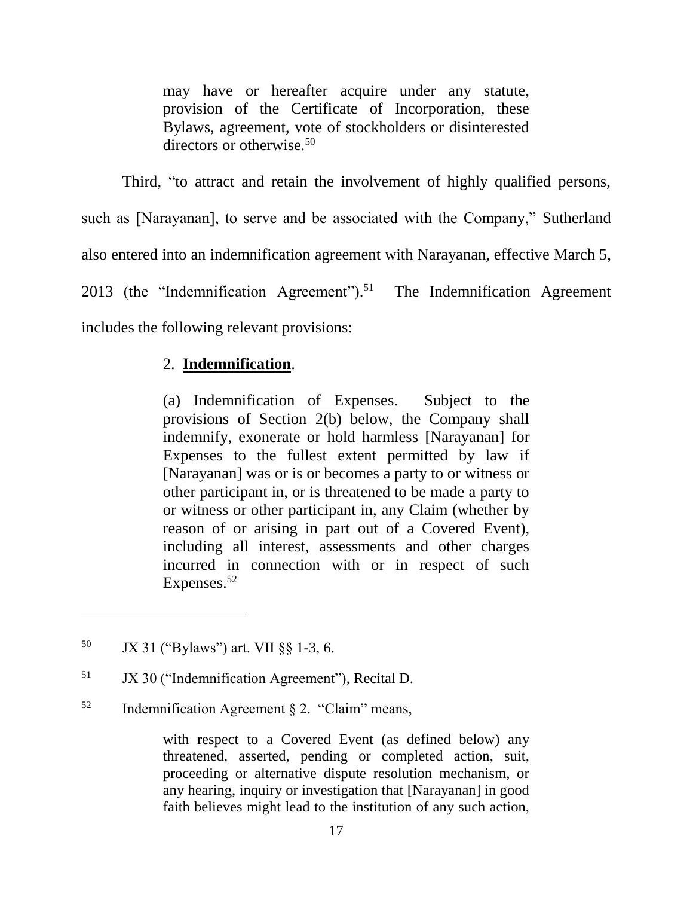> may have or hereafter acquire under any statute, provision of the Certificate of Incorporation, these Bylaws, agreement, vote of stockholders or disinterested directors or otherwise.[50]

Third, "to attract and retain the involvement of highly qualified persons, such as [Narayanan], to serve and be associated with the Company," Sutherland also entered into an indemnification agreement with Narayanan, effective March 5, 2013 (the "Indemnification Agreement").[51] The Indemnification Agreement includes the following relevant provisions:

> 2. **Indemnification**.
>
> (a) Indemnification of Expenses. Subject to the provisions of Section 2(b) below, the Company shall indemnify, exonerate or hold harmless [Narayanan] for Expenses to the fullest extent permitted by law if [Narayanan] was or is or becomes a party to or witness or other participant in, or is threatened to be made a party to or witness or other participant in, any Claim (whether by reason of or arising in part out of a Covered Event), including all interest, assessments and other charges incurred in connection with or in respect of such Expenses.[52]

---

[50] JX 31 ("Bylaws") art. VII §§ 1-3, 6.

[51] JX 30 ("Indemnification Agreement"), Recital D.

[52] Indemnification Agreement § 2. "Claim" means,

> with respect to a Covered Event (as defined below) any threatened, asserted, pending or completed action, suit, proceeding or alternative dispute resolution mechanism, or any hearing, inquiry or investigation that [Narayanan] in good faith believes might lead to the institution of any such action,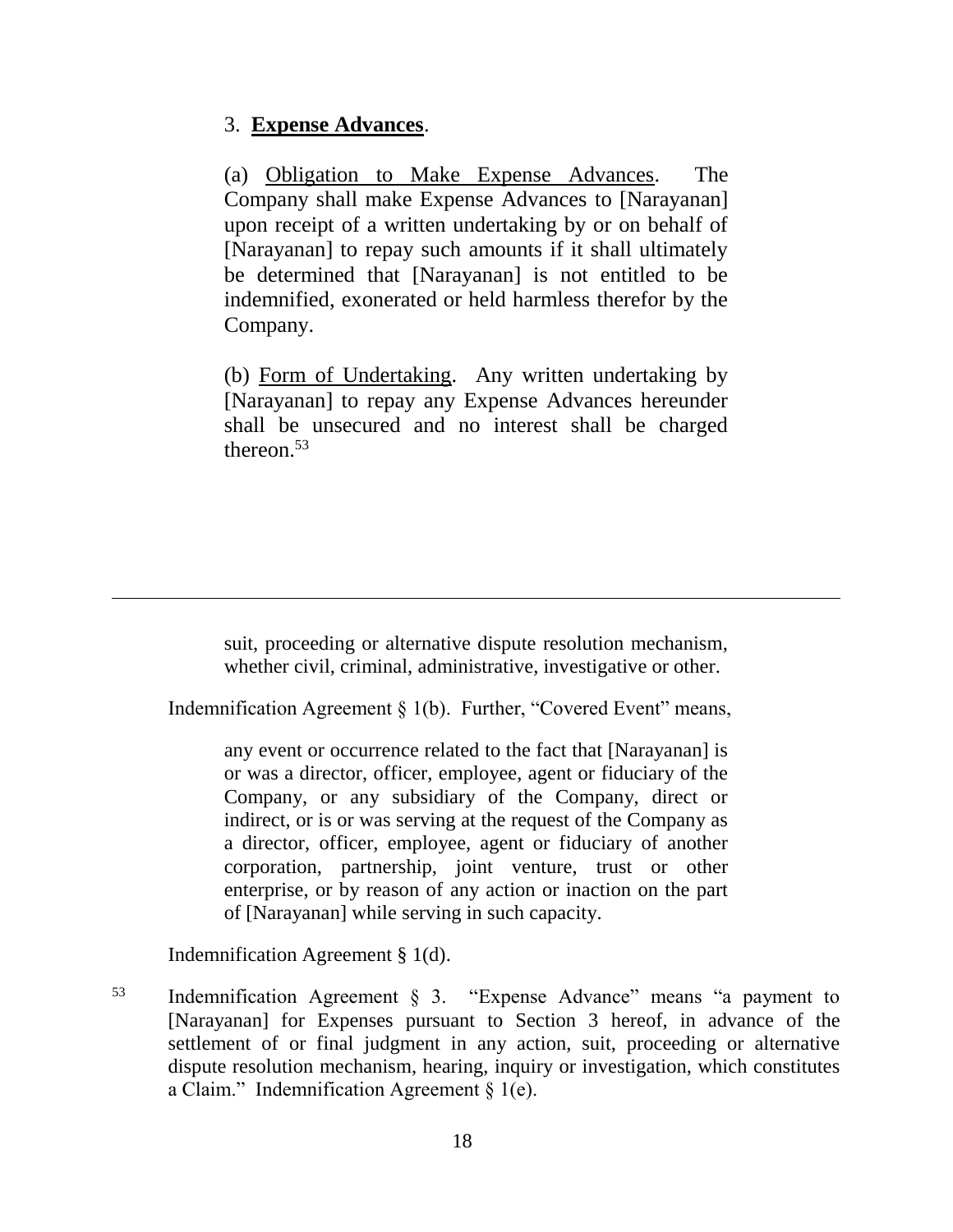3. **Expense Advances**.

(a) Obligation to Make Expense Advances. The Company shall make Expense Advances to [Narayanan] upon receipt of a written undertaking by or on behalf of [Narayanan] to repay such amounts if it shall ultimately be determined that [Narayanan] is not entitled to be indemnified, exonerated or held harmless therefor by the Company.

(b) Form of Undertaking. Any written undertaking by [Narayanan] to repay any Expense Advances hereunder shall be unsecured and no interest shall be charged thereon.[53]

---

suit, proceeding or alternative dispute resolution mechanism, whether civil, criminal, administrative, investigative or other.

Indemnification Agreement § 1(b). Further, "Covered Event" means,

any event or occurrence related to the fact that [Narayanan] is or was a director, officer, employee, agent or fiduciary of the Company, or any subsidiary of the Company, direct or indirect, or is or was serving at the request of the Company as a director, officer, employee, agent or fiduciary of another corporation, partnership, joint venture, trust or other enterprise, or by reason of any action or inaction on the part of [Narayanan] while serving in such capacity.

Indemnification Agreement § 1(d).

[53] Indemnification Agreement § 3. "Expense Advance" means "a payment to [Narayanan] for Expenses pursuant to Section 3 hereof, in advance of the settlement of or final judgment in any action, suit, proceeding or alternative dispute resolution mechanism, hearing, inquiry or investigation, which constitutes a Claim." Indemnification Agreement § 1(e).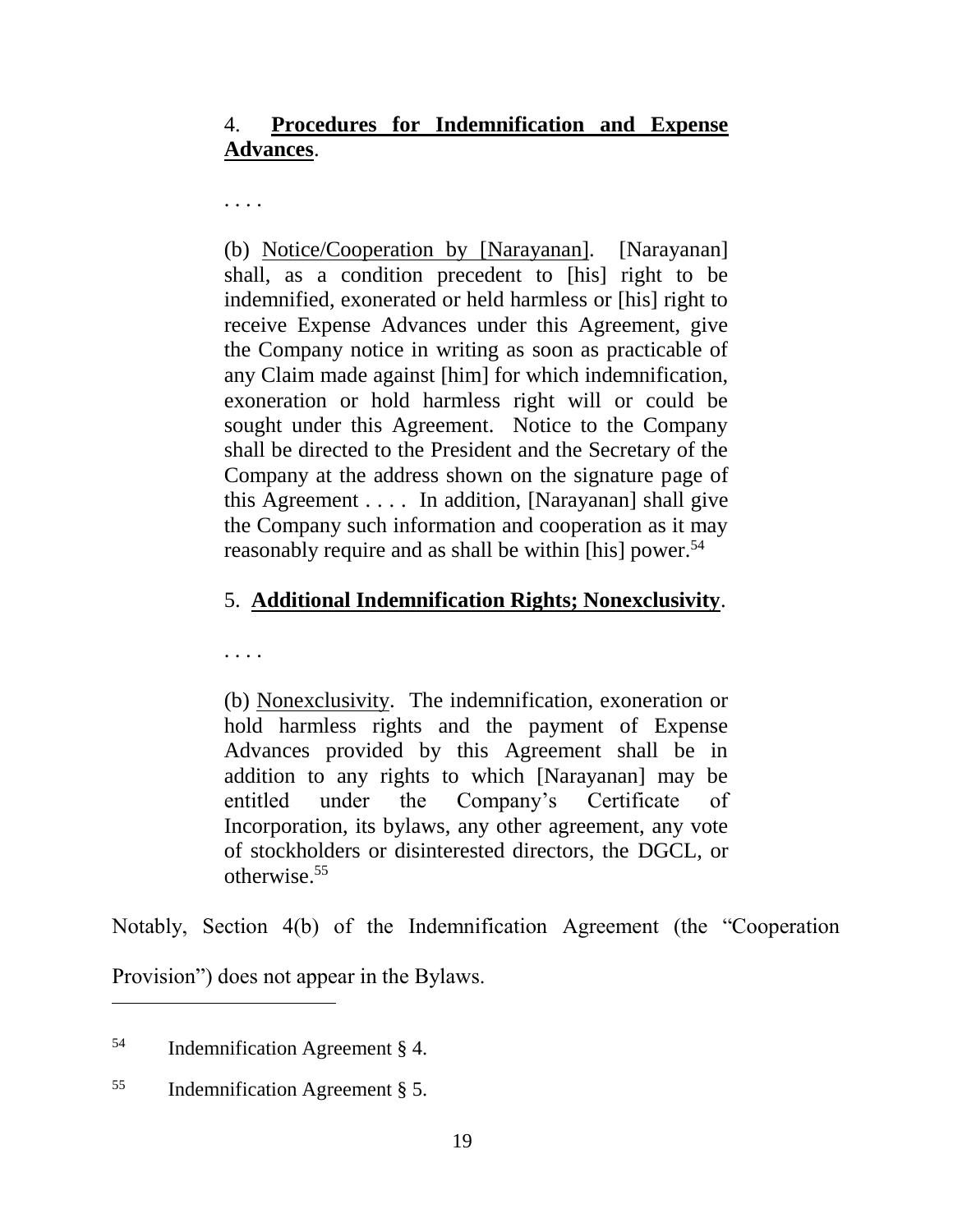> 4. **<u>Procedures for Indemnification and Expense Advances</u>**.
>
> . . . .
>
> (b) <u>Notice/Cooperation by [Narayanan]</u>. [Narayanan] shall, as a condition precedent to [his] right to be indemnified, exonerated or held harmless or [his] right to receive Expense Advances under this Agreement, give the Company notice in writing as soon as practicable of any Claim made against [him] for which indemnification, exoneration or hold harmless right will or could be sought under this Agreement. Notice to the Company shall be directed to the President and the Secretary of the Company at the address shown on the signature page of this Agreement . . . . In addition, [Narayanan] shall give the Company such information and cooperation as it may reasonably require and as shall be within [his] power.[54]
>
> 5. **<u>Additional Indemnification Rights; Nonexclusivity</u>**.
>
> . . . .
>
> (b) <u>Nonexclusivity</u>. The indemnification, exoneration or hold harmless rights and the payment of Expense Advances provided by this Agreement shall be in addition to any rights to which [Narayanan] may be entitled under the Company's Certificate of Incorporation, its bylaws, any other agreement, any vote of stockholders or disinterested directors, the DGCL, or otherwise.[55]

Notably, Section 4(b) of the Indemnification Agreement (the "Cooperation Provision") does not appear in the Bylaws.

---

[54] Indemnification Agreement § 4.

[55] Indemnification Agreement § 5.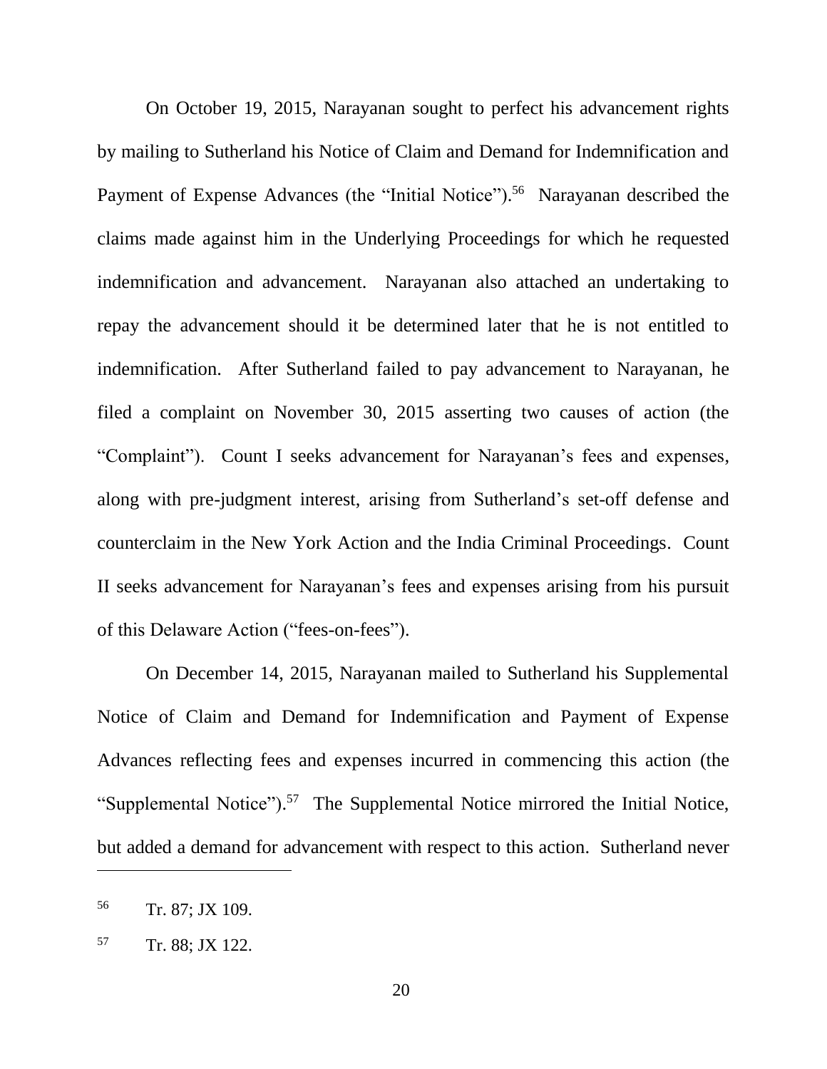On October 19, 2015, Narayanan sought to perfect his advancement rights by mailing to Sutherland his Notice of Claim and Demand for Indemnification and Payment of Expense Advances (the "Initial Notice").[56] Narayanan described the claims made against him in the Underlying Proceedings for which he requested indemnification and advancement. Narayanan also attached an undertaking to repay the advancement should it be determined later that he is not entitled to indemnification. After Sutherland failed to pay advancement to Narayanan, he filed a complaint on November 30, 2015 asserting two causes of action (the "Complaint"). Count I seeks advancement for Narayanan's fees and expenses, along with pre-judgment interest, arising from Sutherland's set-off defense and counterclaim in the New York Action and the India Criminal Proceedings. Count II seeks advancement for Narayanan's fees and expenses arising from his pursuit of this Delaware Action ("fees-on-fees").

On December 14, 2015, Narayanan mailed to Sutherland his Supplemental Notice of Claim and Demand for Indemnification and Payment of Expense Advances reflecting fees and expenses incurred in commencing this action (the "Supplemental Notice").[57] The Supplemental Notice mirrored the Initial Notice, but added a demand for advancement with respect to this action. Sutherland never

---

[56] Tr. 87; JX 109.

[57] Tr. 88; JX 122.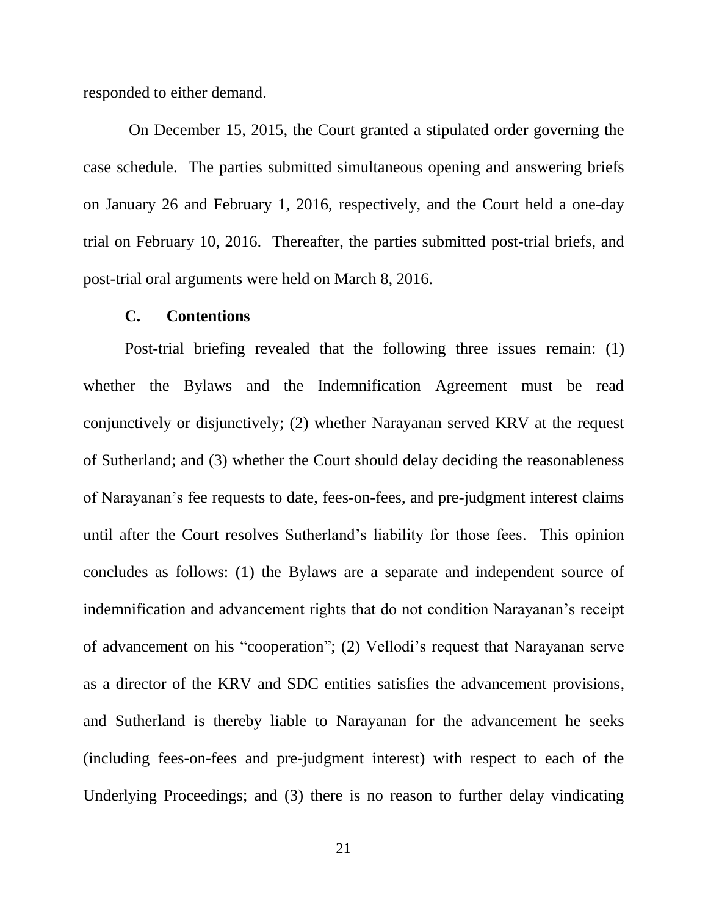responded to either demand.

On December 15, 2015, the Court granted a stipulated order governing the case schedule. The parties submitted simultaneous opening and answering briefs on January 26 and February 1, 2016, respectively, and the Court held a one-day trial on February 10, 2016. Thereafter, the parties submitted post-trial briefs, and post-trial oral arguments were held on March 8, 2016.

### C. Contentions

Post-trial briefing revealed that the following three issues remain: (1) whether the Bylaws and the Indemnification Agreement must be read conjunctively or disjunctively; (2) whether Narayanan served KRV at the request of Sutherland; and (3) whether the Court should delay deciding the reasonableness of Narayanan's fee requests to date, fees-on-fees, and pre-judgment interest claims until after the Court resolves Sutherland's liability for those fees. This opinion concludes as follows: (1) the Bylaws are a separate and independent source of indemnification and advancement rights that do not condition Narayanan's receipt of advancement on his "cooperation"; (2) Vellodi's request that Narayanan serve as a director of the KRV and SDC entities satisfies the advancement provisions, and Sutherland is thereby liable to Narayanan for the advancement he seeks (including fees-on-fees and pre-judgment interest) with respect to each of the Underlying Proceedings; and (3) there is no reason to further delay vindicating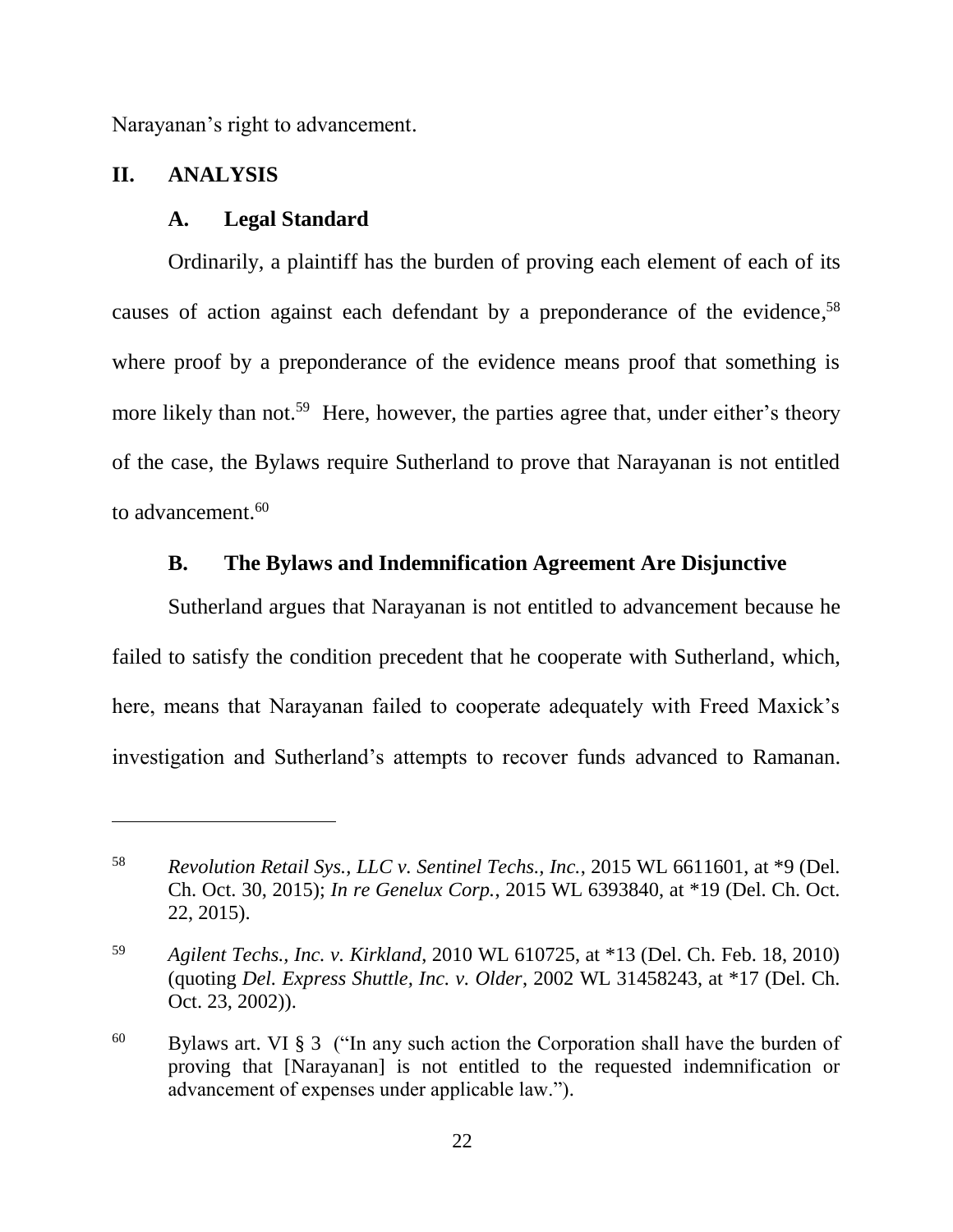Narayanan's right to advancement.

## II. ANALYSIS

### A. Legal Standard

Ordinarily, a plaintiff has the burden of proving each element of each of its causes of action against each defendant by a preponderance of the evidence,[58] where proof by a preponderance of the evidence means proof that something is more likely than not.[59] Here, however, the parties agree that, under either's theory of the case, the Bylaws require Sutherland to prove that Narayanan is not entitled to advancement.[60]

### B. The Bylaws and Indemnification Agreement Are Disjunctive

Sutherland argues that Narayanan is not entitled to advancement because he failed to satisfy the condition precedent that he cooperate with Sutherland, which, here, means that Narayanan failed to cooperate adequately with Freed Maxick's investigation and Sutherland's attempts to recover funds advanced to Ramanan.

---

[58] *Revolution Retail Sys., LLC v. Sentinel Techs., Inc.*, 2015 WL 6611601, at *9 (Del. Ch. Oct. 30, 2015); *In re Genelux Corp.*, 2015 WL 6393840, at *19 (Del. Ch. Oct. 22, 2015).

[59] *Agilent Techs., Inc. v. Kirkland*, 2010 WL 610725, at *13 (Del. Ch. Feb. 18, 2010) (quoting *Del. Express Shuttle, Inc. v. Older*, 2002 WL 31458243, at *17 (Del. Ch. Oct. 23, 2002)).

[60] Bylaws art. VI § 3 ("In any such action the Corporation shall have the burden of proving that [Narayanan] is not entitled to the requested indemnification or advancement of expenses under applicable law.").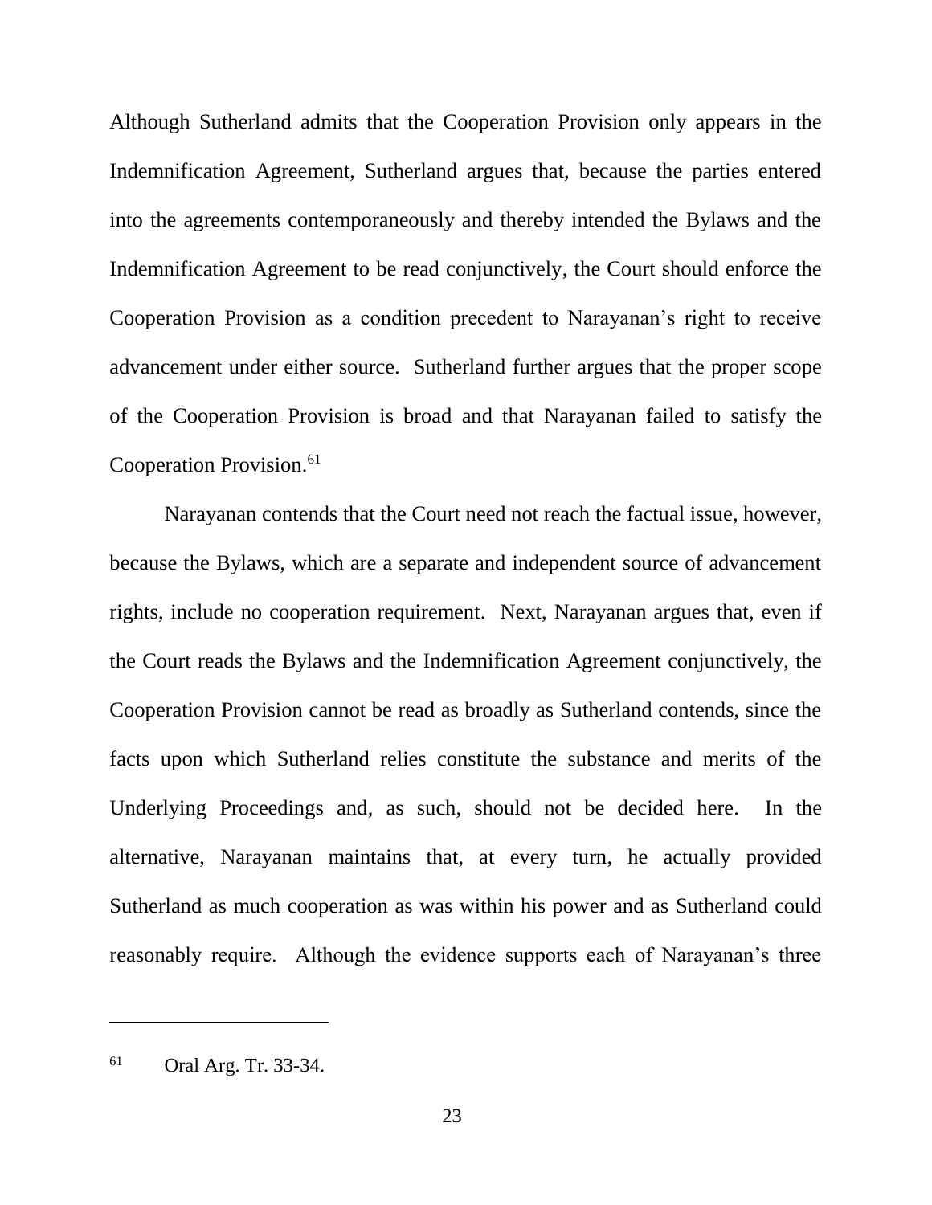Although Sutherland admits that the Cooperation Provision only appears in the Indemnification Agreement, Sutherland argues that, because the parties entered into the agreements contemporaneously and thereby intended the Bylaws and the Indemnification Agreement to be read conjunctively, the Court should enforce the Cooperation Provision as a condition precedent to Narayanan's right to receive advancement under either source. Sutherland further argues that the proper scope of the Cooperation Provision is broad and that Narayanan failed to satisfy the Cooperation Provision.[61]

Narayanan contends that the Court need not reach the factual issue, however, because the Bylaws, which are a separate and independent source of advancement rights, include no cooperation requirement. Next, Narayanan argues that, even if the Court reads the Bylaws and the Indemnification Agreement conjunctively, the Cooperation Provision cannot be read as broadly as Sutherland contends, since the facts upon which Sutherland relies constitute the substance and merits of the Underlying Proceedings and, as such, should not be decided here. In the alternative, Narayanan maintains that, at every turn, he actually provided Sutherland as much cooperation as was within his power and as Sutherland could reasonably require. Although the evidence supports each of Narayanan's three

---

[61] Oral Arg. Tr. 33-34.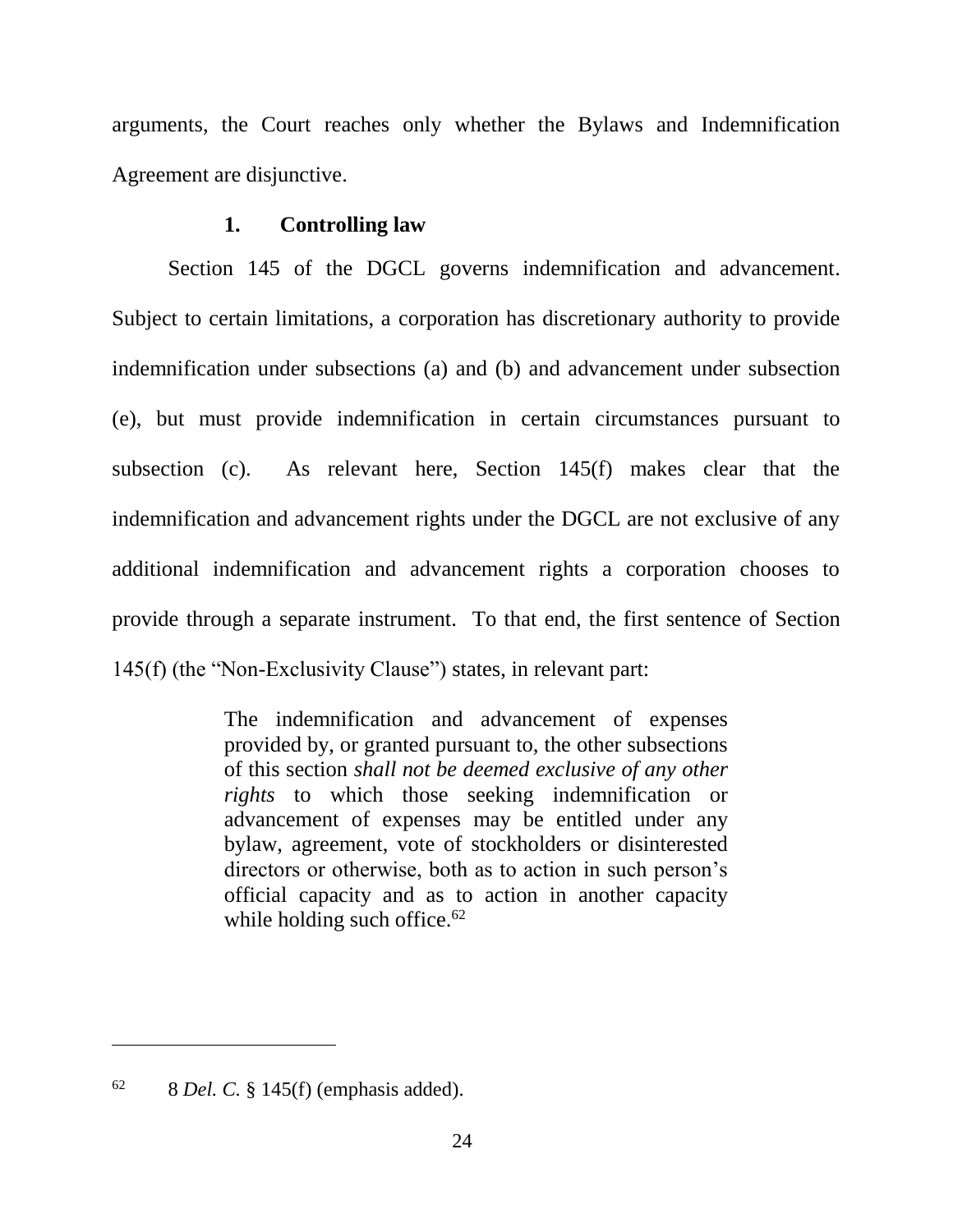arguments, the Court reaches only whether the Bylaws and Indemnification Agreement are disjunctive.

### 1. Controlling law

Section 145 of the DGCL governs indemnification and advancement. Subject to certain limitations, a corporation has discretionary authority to provide indemnification under subsections (a) and (b) and advancement under subsection (e), but must provide indemnification in certain circumstances pursuant to subsection (c). As relevant here, Section 145(f) makes clear that the indemnification and advancement rights under the DGCL are not exclusive of any additional indemnification and advancement rights a corporation chooses to provide through a separate instrument. To that end, the first sentence of Section 145(f) (the "Non-Exclusivity Clause") states, in relevant part:

> The indemnification and advancement of expenses provided by, or granted pursuant to, the other subsections of this section *shall not be deemed exclusive of any other rights* to which those seeking indemnification or advancement of expenses may be entitled under any bylaw, agreement, vote of stockholders or disinterested directors or otherwise, both as to action in such person's official capacity and as to action in another capacity while holding such office.[62]

---

[62] 8 *Del. C.* § 145(f) (emphasis added).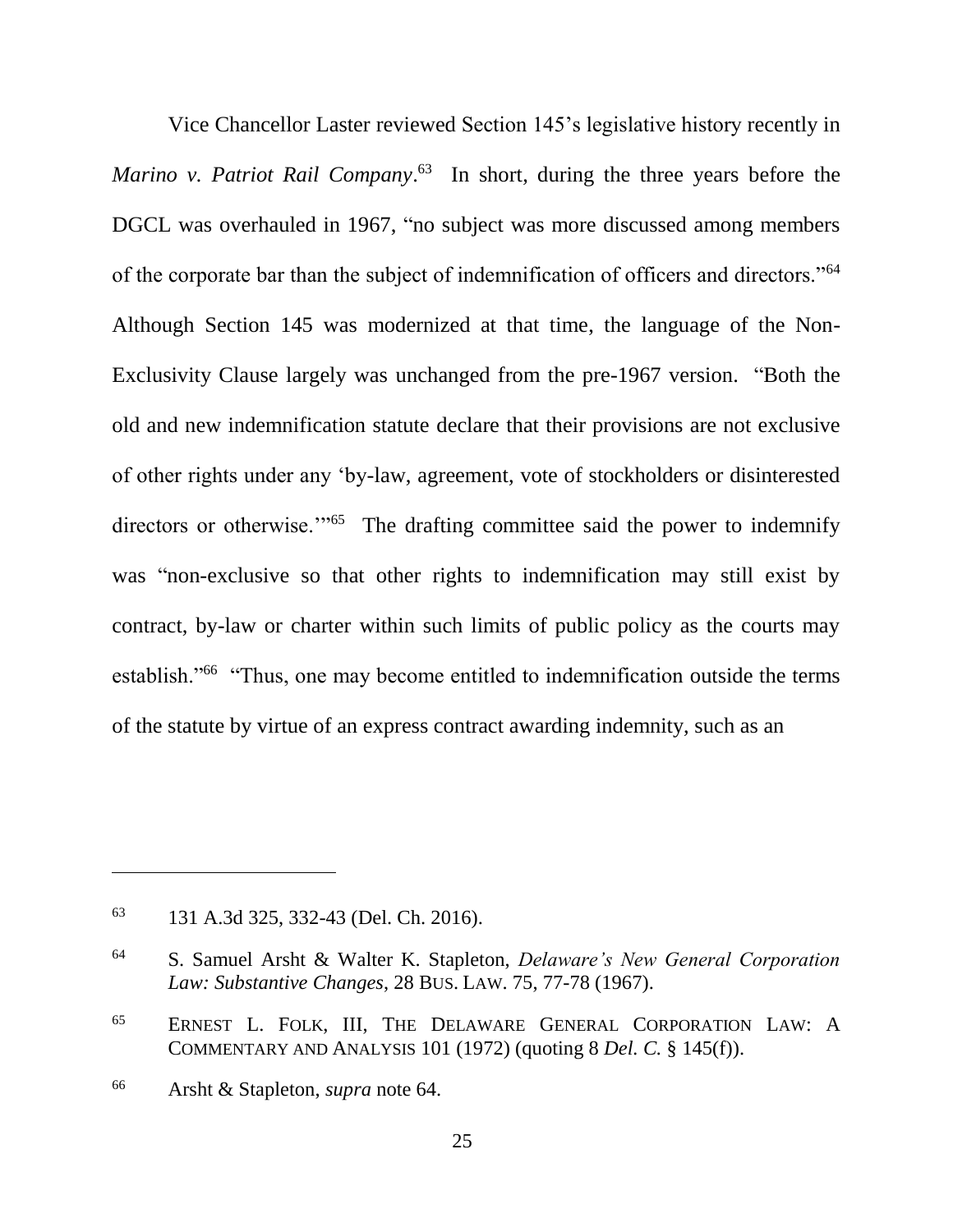Vice Chancellor Laster reviewed Section 145's legislative history recently in *Marino v. Patriot Rail Company*.[63] In short, during the three years before the DGCL was overhauled in 1967, "no subject was more discussed among members of the corporate bar than the subject of indemnification of officers and directors."[64] Although Section 145 was modernized at that time, the language of the Non-Exclusivity Clause largely was unchanged from the pre-1967 version. "Both the old and new indemnification statute declare that their provisions are not exclusive of other rights under any 'by-law, agreement, vote of stockholders or disinterested directors or otherwise.'"[65] The drafting committee said the power to indemnify was "non-exclusive so that other rights to indemnification may still exist by contract, by-law or charter within such limits of public policy as the courts may establish."[66] "Thus, one may become entitled to indemnification outside the terms of the statute by virtue of an express contract awarding indemnity, such as an

---

[63] 131 A.3d 325, 332-43 (Del. Ch. 2016).

[64] S. Samuel Arsht & Walter K. Stapleton, *Delaware's New General Corporation Law: Substantive Changes*, 28 BUS. LAW. 75, 77-78 (1967).

[65] ERNEST L. FOLK, III, THE DELAWARE GENERAL CORPORATION LAW: A COMMENTARY AND ANALYSIS 101 (1972) (quoting 8 *Del. C.* § 145(f)).

[66] Arsht & Stapleton, *supra* note 64.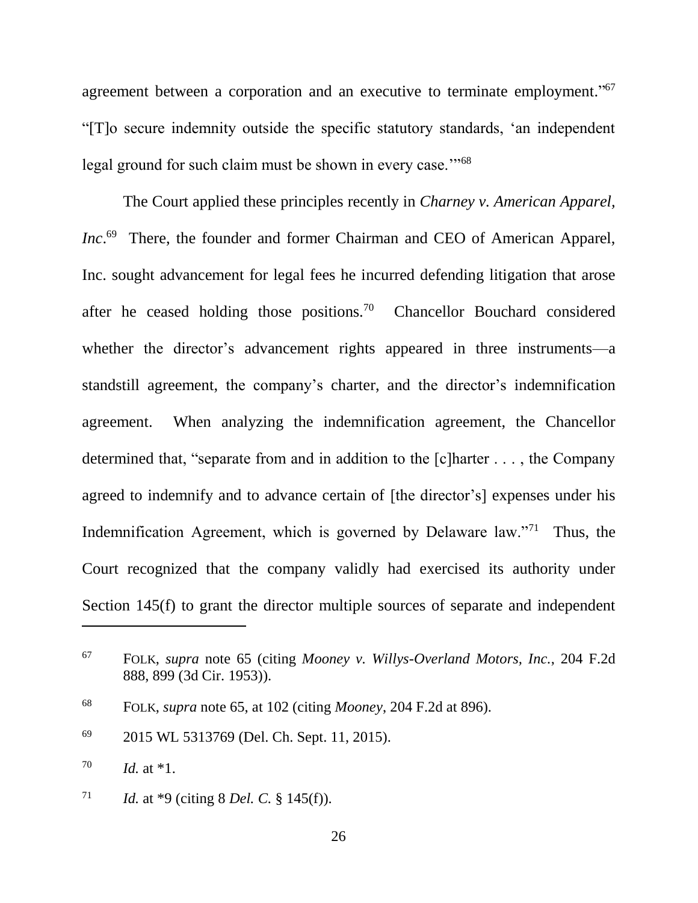agreement between a corporation and an executive to terminate employment."[67] "[T]o secure indemnity outside the specific statutory standards, 'an independent legal ground for such claim must be shown in every case.'"[68]

The Court applied these principles recently in *Charney v. American Apparel, Inc*.[69] There, the founder and former Chairman and CEO of American Apparel, Inc. sought advancement for legal fees he incurred defending litigation that arose after he ceased holding those positions.[70] Chancellor Bouchard considered whether the director's advancement rights appeared in three instruments—a standstill agreement, the company's charter, and the director's indemnification agreement. When analyzing the indemnification agreement, the Chancellor determined that, "separate from and in addition to the [c]harter . . . , the Company agreed to indemnify and to advance certain of [the director's] expenses under his Indemnification Agreement, which is governed by Delaware law."[71] Thus, the Court recognized that the company validly had exercised its authority under Section 145(f) to grant the director multiple sources of separate and independent

---

[67] FOLK, *supra* note 65 (citing *Mooney v. Willys-Overland Motors, Inc.*, 204 F.2d 888, 899 (3d Cir. 1953)).

[68] FOLK, *supra* note 65, at 102 (citing *Mooney*, 204 F.2d at 896).

[69] 2015 WL 5313769 (Del. Ch. Sept. 11, 2015).

[70] *Id.* at *1.

[71] *Id.* at *9 (citing 8 *Del. C.* § 145(f)).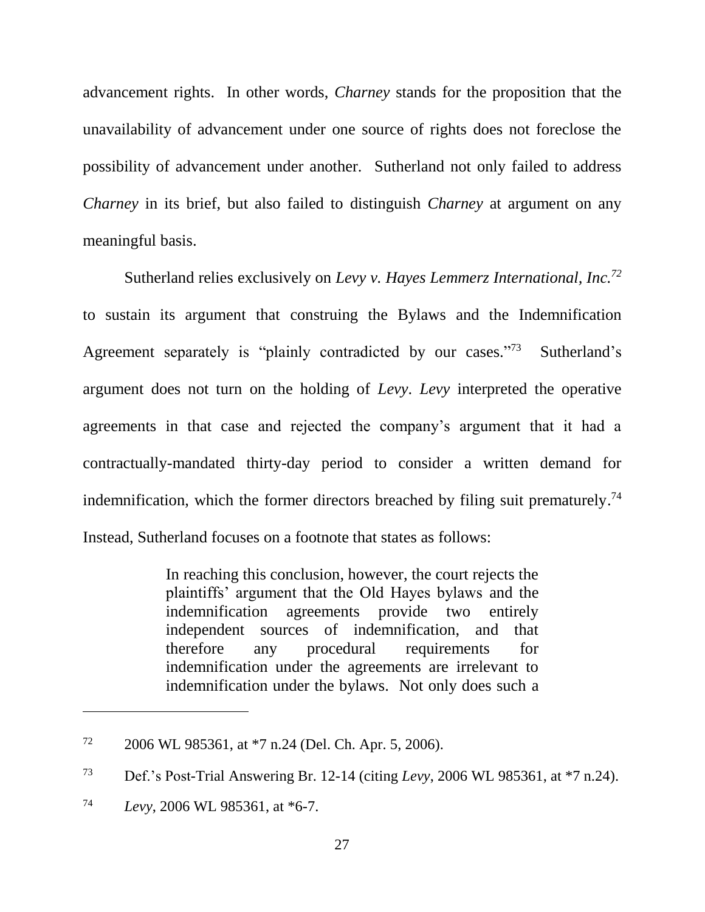advancement rights. In other words, *Charney* stands for the proposition that the unavailability of advancement under one source of rights does not foreclose the possibility of advancement under another. Sutherland not only failed to address *Charney* in its brief, but also failed to distinguish *Charney* at argument on any meaningful basis.

Sutherland relies exclusively on *Levy v. Hayes Lemmerz International, Inc.*[72] to sustain its argument that construing the Bylaws and the Indemnification Agreement separately is "plainly contradicted by our cases."[73] Sutherland's argument does not turn on the holding of *Levy*. *Levy* interpreted the operative agreements in that case and rejected the company's argument that it had a contractually-mandated thirty-day period to consider a written demand for indemnification, which the former directors breached by filing suit prematurely.[74] Instead, Sutherland focuses on a footnote that states as follows:

> In reaching this conclusion, however, the court rejects the plaintiffs' argument that the Old Hayes bylaws and the indemnification agreements provide two entirely independent sources of indemnification, and that therefore any procedural requirements for indemnification under the agreements are irrelevant to indemnification under the bylaws. Not only does such a

---

[72] 2006 WL 985361, at *7 n.24 (Del. Ch. Apr. 5, 2006).

[73] Def.'s Post-Trial Answering Br. 12-14 (citing *Levy*, 2006 WL 985361, at *7 n.24).

[74] *Levy*, 2006 WL 985361, at *6-7.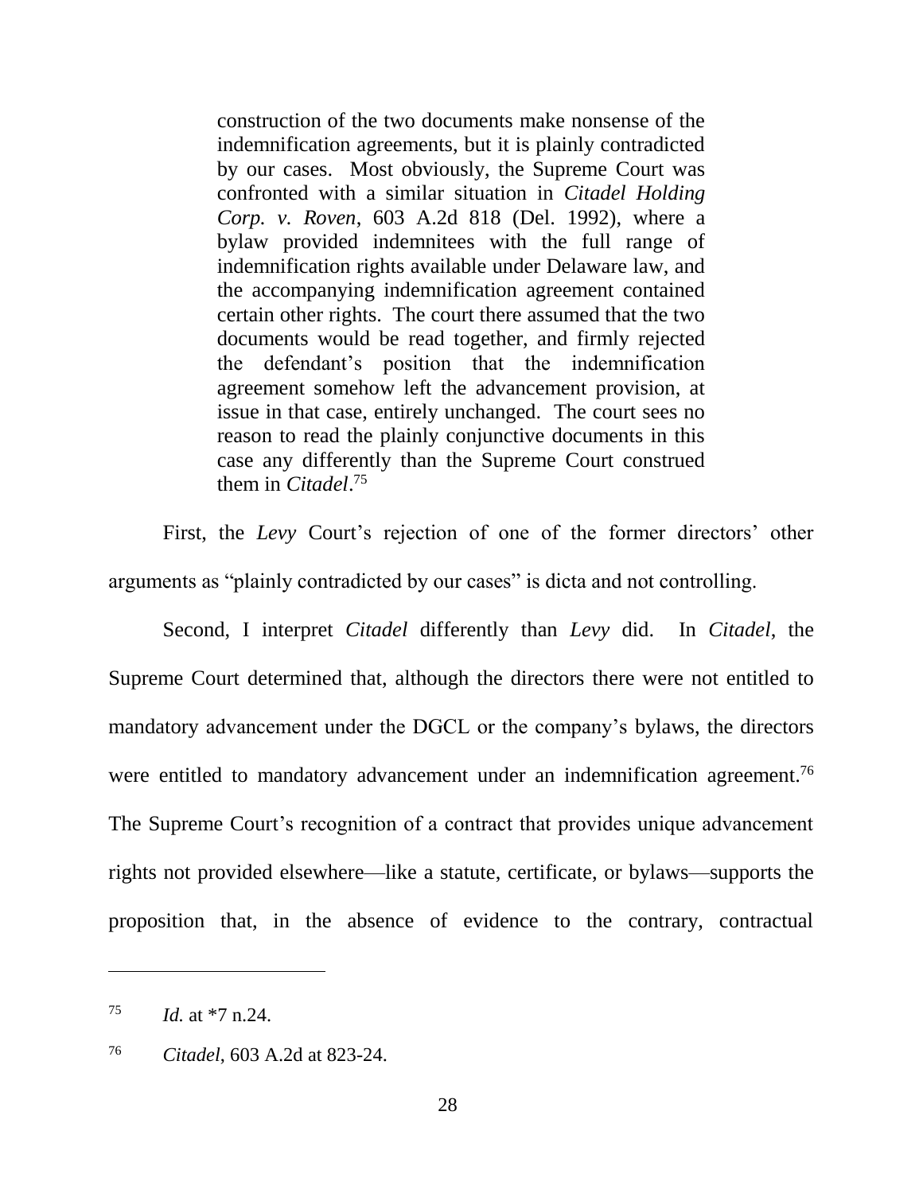> construction of the two documents make nonsense of the indemnification agreements, but it is plainly contradicted by our cases. Most obviously, the Supreme Court was confronted with a similar situation in *Citadel Holding Corp. v. Roven*, 603 A.2d 818 (Del. 1992), where a bylaw provided indemnitees with the full range of indemnification rights available under Delaware law, and the accompanying indemnification agreement contained certain other rights. The court there assumed that the two documents would be read together, and firmly rejected the defendant's position that the indemnification agreement somehow left the advancement provision, at issue in that case, entirely unchanged. The court sees no reason to read the plainly conjunctive documents in this case any differently than the Supreme Court construed them in *Citadel*.[75]

First, the *Levy* Court's rejection of one of the former directors' other arguments as "plainly contradicted by our cases" is dicta and not controlling.

Second, I interpret *Citadel* differently than *Levy* did. In *Citadel*, the Supreme Court determined that, although the directors there were not entitled to mandatory advancement under the DGCL or the company's bylaws, the directors were entitled to mandatory advancement under an indemnification agreement.[76] The Supreme Court's recognition of a contract that provides unique advancement rights not provided elsewhere—like a statute, certificate, or bylaws—supports the proposition that, in the absence of evidence to the contrary, contractual

---

[75] *Id.* at *7 n.24.

[76] *Citadel*, 603 A.2d at 823-24.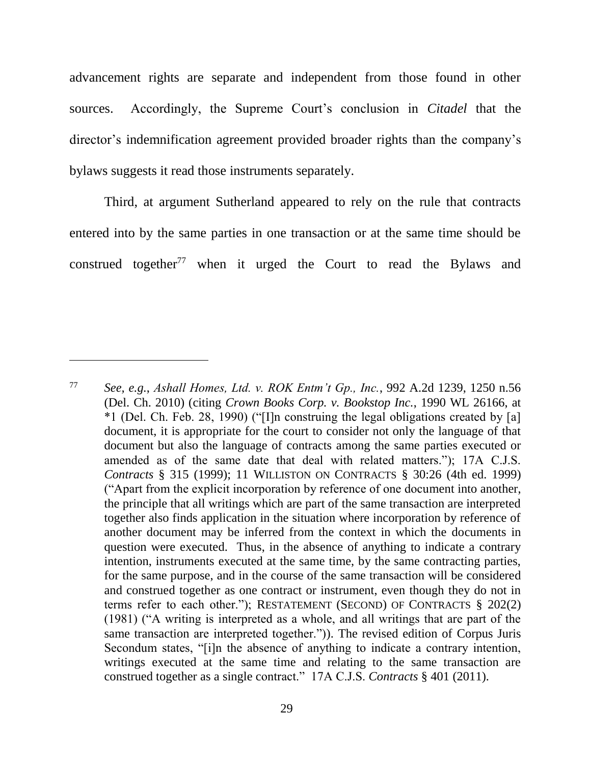advancement rights are separate and independent from those found in other sources. Accordingly, the Supreme Court's conclusion in *Citadel* that the director's indemnification agreement provided broader rights than the company's bylaws suggests it read those instruments separately.

Third, at argument Sutherland appeared to rely on the rule that contracts entered into by the same parties in one transaction or at the same time should be construed together[77] when it urged the Court to read the Bylaws and

---

[77] *See, e.g.*, *Ashall Homes, Ltd. v. ROK Entm't Gp., Inc.*, 992 A.2d 1239, 1250 n.56 (Del. Ch. 2010) (citing *Crown Books Corp. v. Bookstop Inc.*, 1990 WL 26166, at \*1 (Del. Ch. Feb. 28, 1990) ("[I]n construing the legal obligations created by [a] document, it is appropriate for the court to consider not only the language of that document but also the language of contracts among the same parties executed or amended as of the same date that deal with related matters."); 17A C.J.S. *Contracts* § 315 (1999); 11 WILLISTON ON CONTRACTS § 30:26 (4th ed. 1999) ("Apart from the explicit incorporation by reference of one document into another, the principle that all writings which are part of the same transaction are interpreted together also finds application in the situation where incorporation by reference of another document may be inferred from the context in which the documents in question were executed. Thus, in the absence of anything to indicate a contrary intention, instruments executed at the same time, by the same contracting parties, for the same purpose, and in the course of the same transaction will be considered and construed together as one contract or instrument, even though they do not in terms refer to each other."); RESTATEMENT (SECOND) OF CONTRACTS § 202(2) (1981) ("A writing is interpreted as a whole, and all writings that are part of the same transaction are interpreted together.")). The revised edition of Corpus Juris Secondum states, "[i]n the absence of anything to indicate a contrary intention, writings executed at the same time and relating to the same transaction are construed together as a single contract." 17A C.J.S. *Contracts* § 401 (2011).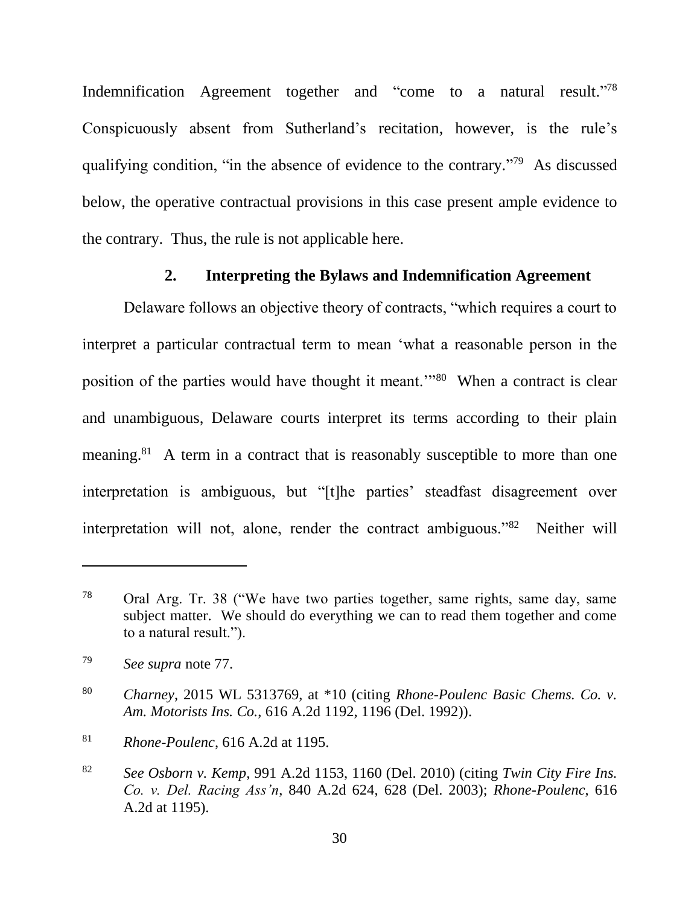Indemnification Agreement together and "come to a natural result."[78] Conspicuously absent from Sutherland's recitation, however, is the rule's qualifying condition, "in the absence of evidence to the contrary."[79] As discussed below, the operative contractual provisions in this case present ample evidence to the contrary. Thus, the rule is not applicable here.

### 2. Interpreting the Bylaws and Indemnification Agreement

Delaware follows an objective theory of contracts, "which requires a court to interpret a particular contractual term to mean 'what a reasonable person in the position of the parties would have thought it meant.'"[80] When a contract is clear and unambiguous, Delaware courts interpret its terms according to their plain meaning.[81] A term in a contract that is reasonably susceptible to more than one interpretation is ambiguous, but "[t]he parties' steadfast disagreement over interpretation will not, alone, render the contract ambiguous."[82] Neither will

---

[78] Oral Arg. Tr. 38 ("We have two parties together, same rights, same day, same subject matter. We should do everything we can to read them together and come to a natural result.").

[79] *See supra* note 77.

[80] *Charney*, 2015 WL 5313769, at \*10 (citing *Rhone-Poulenc Basic Chems. Co. v. Am. Motorists Ins. Co.*, 616 A.2d 1192, 1196 (Del. 1992)).

[81] *Rhone-Poulenc*, 616 A.2d at 1195.

[82] *See Osborn v. Kemp*, 991 A.2d 1153, 1160 (Del. 2010) (citing *Twin City Fire Ins. Co. v. Del. Racing Ass'n*, 840 A.2d 624, 628 (Del. 2003); *Rhone-Poulenc*, 616 A.2d at 1195).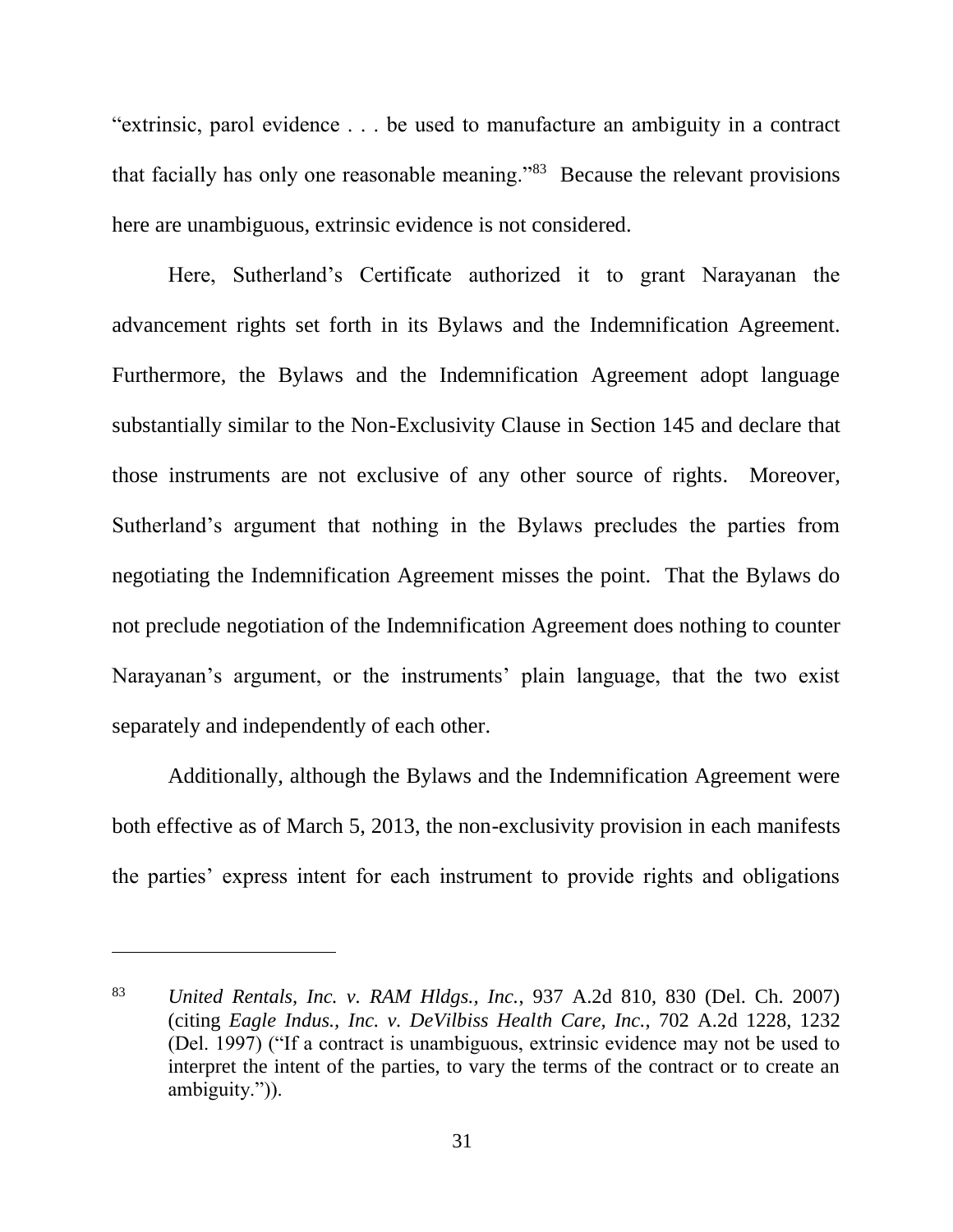"extrinsic, parol evidence . . . be used to manufacture an ambiguity in a contract that facially has only one reasonable meaning."[83] Because the relevant provisions here are unambiguous, extrinsic evidence is not considered.

Here, Sutherland's Certificate authorized it to grant Narayanan the advancement rights set forth in its Bylaws and the Indemnification Agreement. Furthermore, the Bylaws and the Indemnification Agreement adopt language substantially similar to the Non-Exclusivity Clause in Section 145 and declare that those instruments are not exclusive of any other source of rights. Moreover, Sutherland's argument that nothing in the Bylaws precludes the parties from negotiating the Indemnification Agreement misses the point. That the Bylaws do not preclude negotiation of the Indemnification Agreement does nothing to counter Narayanan's argument, or the instruments' plain language, that the two exist separately and independently of each other.

Additionally, although the Bylaws and the Indemnification Agreement were both effective as of March 5, 2013, the non-exclusivity provision in each manifests the parties' express intent for each instrument to provide rights and obligations

---

[83] *United Rentals, Inc. v. RAM Hldgs., Inc.*, 937 A.2d 810, 830 (Del. Ch. 2007) (citing *Eagle Indus., Inc. v. DeVilbiss Health Care, Inc.*, 702 A.2d 1228, 1232 (Del. 1997) ("If a contract is unambiguous, extrinsic evidence may not be used to interpret the intent of the parties, to vary the terms of the contract or to create an ambiguity.")).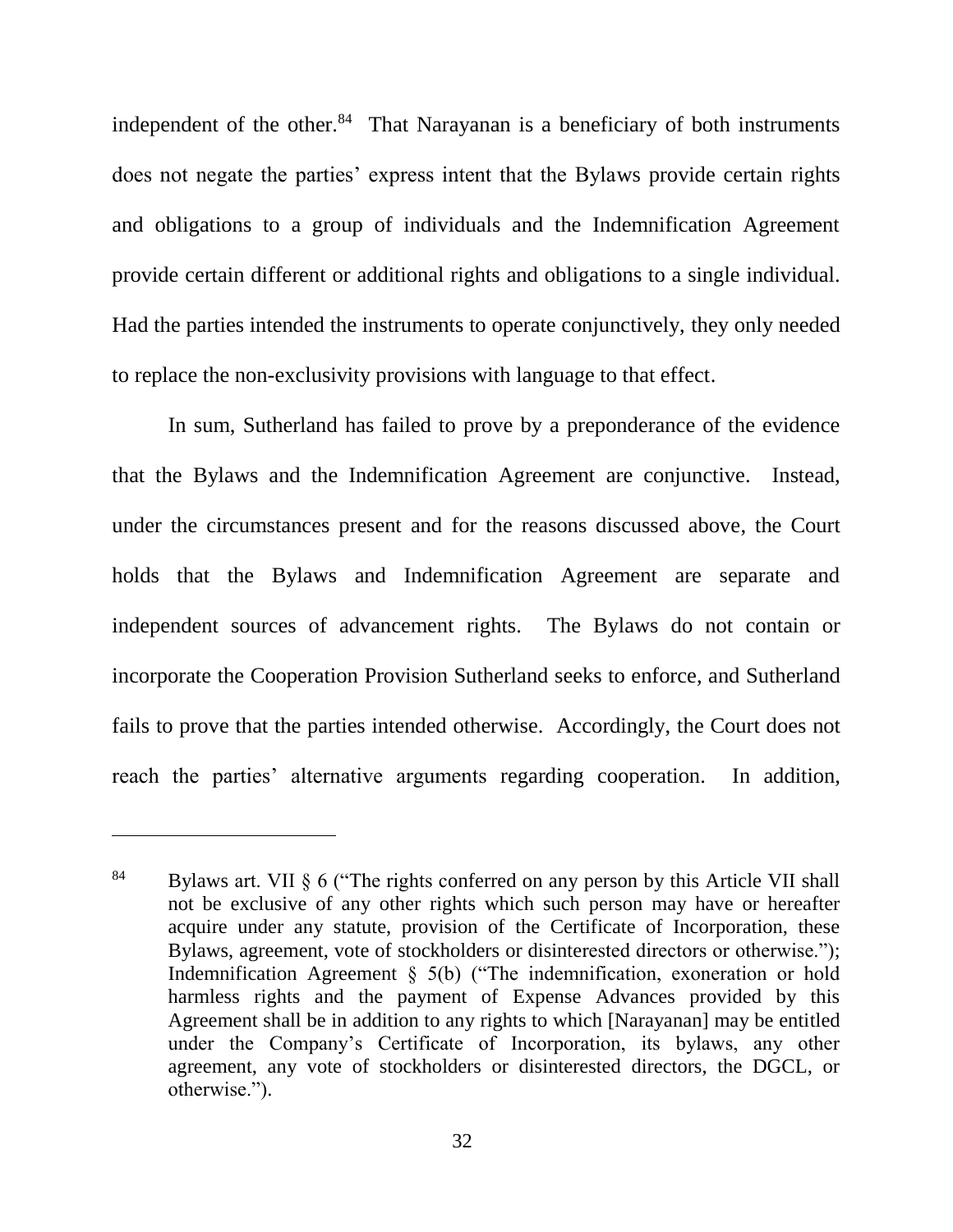independent of the other.[84] That Narayanan is a beneficiary of both instruments does not negate the parties' express intent that the Bylaws provide certain rights and obligations to a group of individuals and the Indemnification Agreement provide certain different or additional rights and obligations to a single individual. Had the parties intended the instruments to operate conjunctively, they only needed to replace the non-exclusivity provisions with language to that effect.

In sum, Sutherland has failed to prove by a preponderance of the evidence that the Bylaws and the Indemnification Agreement are conjunctive. Instead, under the circumstances present and for the reasons discussed above, the Court holds that the Bylaws and Indemnification Agreement are separate and independent sources of advancement rights. The Bylaws do not contain or incorporate the Cooperation Provision Sutherland seeks to enforce, and Sutherland fails to prove that the parties intended otherwise. Accordingly, the Court does not reach the parties' alternative arguments regarding cooperation. In addition,

---

[84] Bylaws art. VII § 6 ("The rights conferred on any person by this Article VII shall not be exclusive of any other rights which such person may have or hereafter acquire under any statute, provision of the Certificate of Incorporation, these Bylaws, agreement, vote of stockholders or disinterested directors or otherwise."); Indemnification Agreement § 5(b) ("The indemnification, exoneration or hold harmless rights and the payment of Expense Advances provided by this Agreement shall be in addition to any rights to which [Narayanan] may be entitled under the Company's Certificate of Incorporation, its bylaws, any other agreement, any vote of stockholders or disinterested directors, the DGCL, or otherwise.").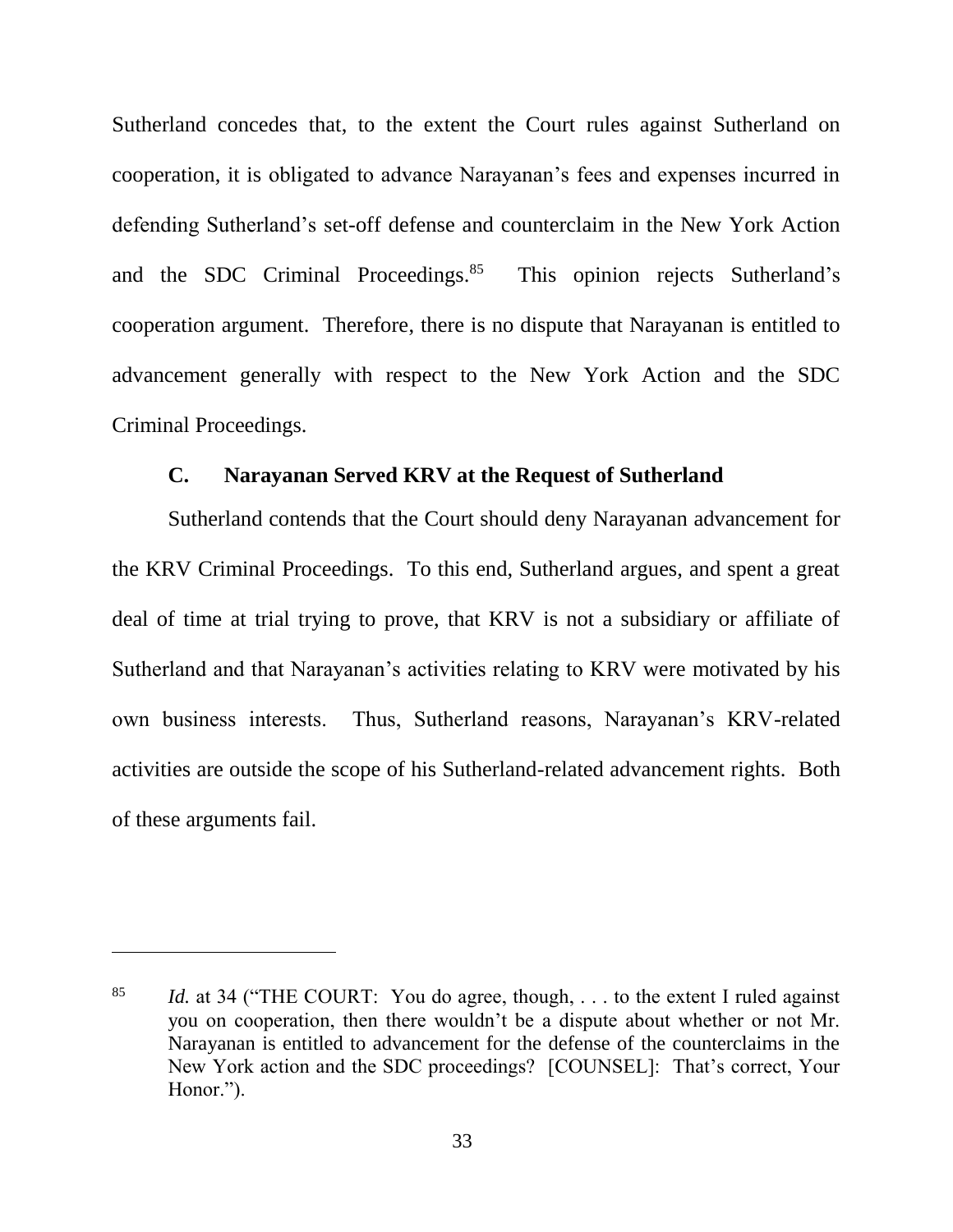Sutherland concedes that, to the extent the Court rules against Sutherland on cooperation, it is obligated to advance Narayanan's fees and expenses incurred in defending Sutherland's set-off defense and counterclaim in the New York Action and the SDC Criminal Proceedings.[85] This opinion rejects Sutherland's cooperation argument. Therefore, there is no dispute that Narayanan is entitled to advancement generally with respect to the New York Action and the SDC Criminal Proceedings.

### C. Narayanan Served KRV at the Request of Sutherland

Sutherland contends that the Court should deny Narayanan advancement for the KRV Criminal Proceedings. To this end, Sutherland argues, and spent a great deal of time at trial trying to prove, that KRV is not a subsidiary or affiliate of Sutherland and that Narayanan's activities relating to KRV were motivated by his own business interests. Thus, Sutherland reasons, Narayanan's KRV-related activities are outside the scope of his Sutherland-related advancement rights. Both of these arguments fail.

---

[85] *Id.* at 34 ("THE COURT: You do agree, though, . . . to the extent I ruled against you on cooperation, then there wouldn't be a dispute about whether or not Mr. Narayanan is entitled to advancement for the defense of the counterclaims in the New York action and the SDC proceedings? [COUNSEL]: That's correct, Your Honor.").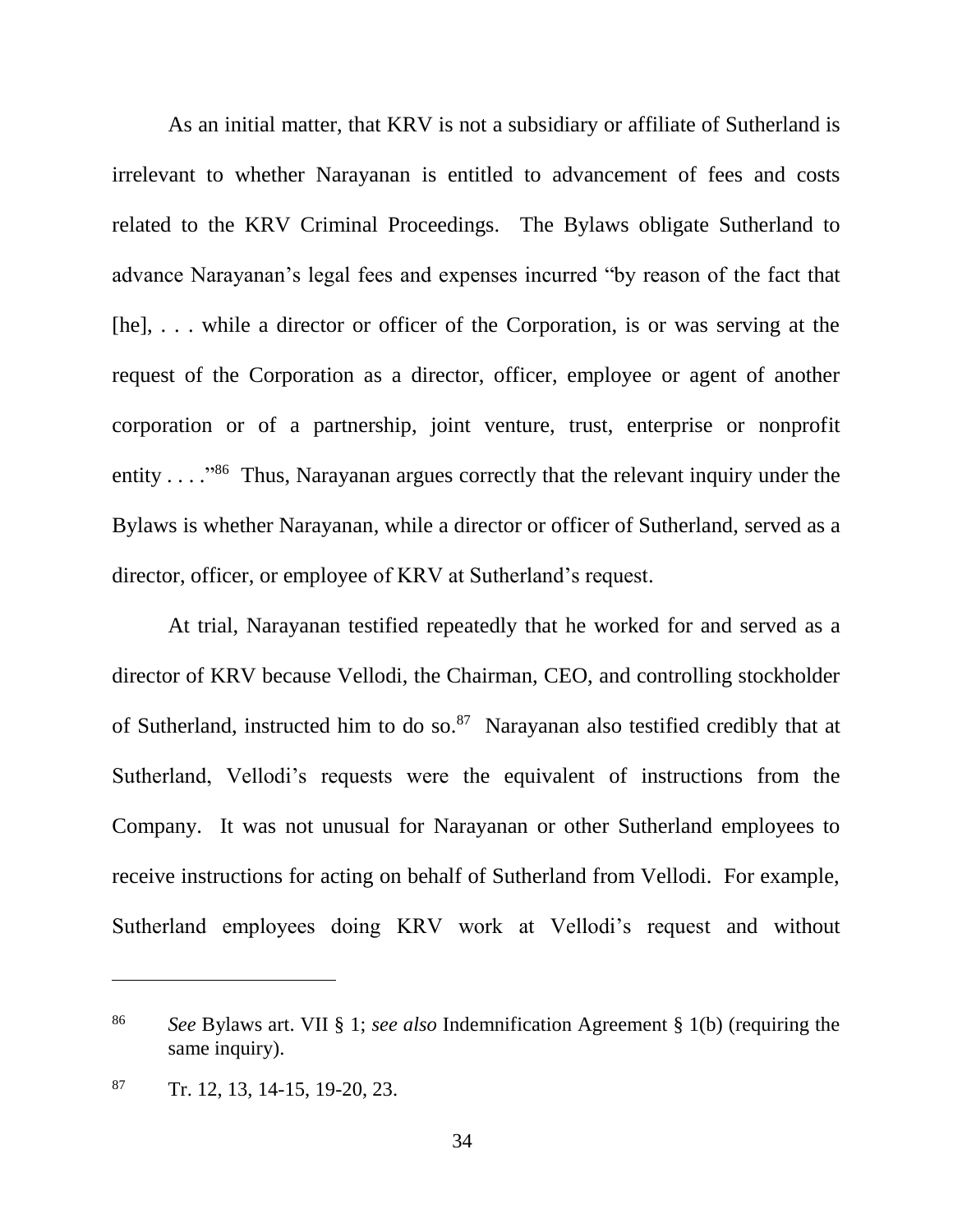As an initial matter, that KRV is not a subsidiary or affiliate of Sutherland is irrelevant to whether Narayanan is entitled to advancement of fees and costs related to the KRV Criminal Proceedings. The Bylaws obligate Sutherland to advance Narayanan's legal fees and expenses incurred "by reason of the fact that [he], . . . while a director or officer of the Corporation, is or was serving at the request of the Corporation as a director, officer, employee or agent of another corporation or of a partnership, joint venture, trust, enterprise or nonprofit entity . . . ."[86] Thus, Narayanan argues correctly that the relevant inquiry under the Bylaws is whether Narayanan, while a director or officer of Sutherland, served as a director, officer, or employee of KRV at Sutherland's request.

At trial, Narayanan testified repeatedly that he worked for and served as a director of KRV because Vellodi, the Chairman, CEO, and controlling stockholder of Sutherland, instructed him to do so.[87] Narayanan also testified credibly that at Sutherland, Vellodi's requests were the equivalent of instructions from the Company. It was not unusual for Narayanan or other Sutherland employees to receive instructions for acting on behalf of Sutherland from Vellodi. For example, Sutherland employees doing KRV work at Vellodi's request and without

---

[86] *See* Bylaws art. VII § 1; *see also* Indemnification Agreement § 1(b) (requiring the same inquiry).

[87] Tr. 12, 13, 14-15, 19-20, 23.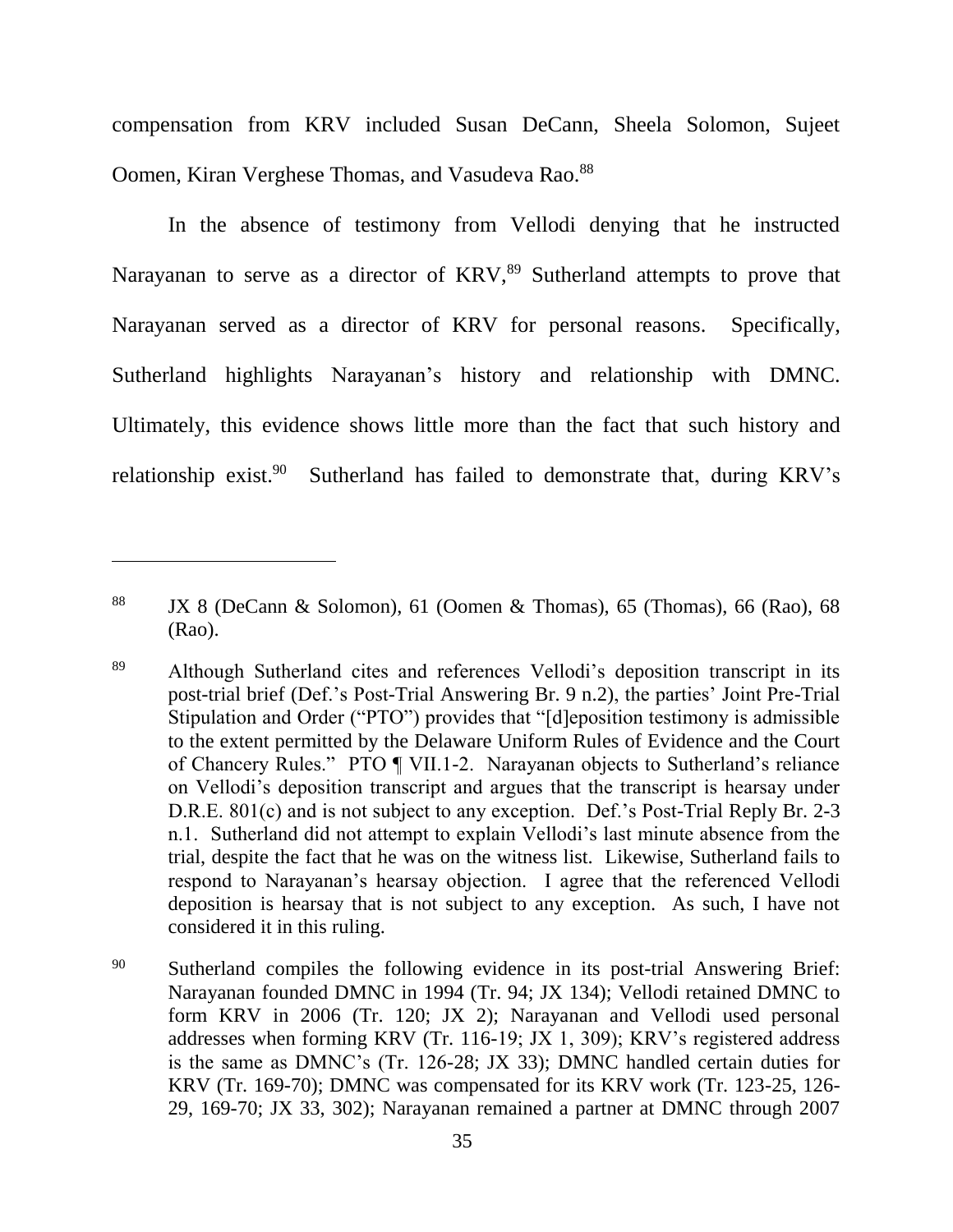compensation from KRV included Susan DeCann, Sheela Solomon, Sujeet Oomen, Kiran Verghese Thomas, and Vasudeva Rao.[88]

In the absence of testimony from Vellodi denying that he instructed Narayanan to serve as a director of KRV,[89] Sutherland attempts to prove that Narayanan served as a director of KRV for personal reasons. Specifically, Sutherland highlights Narayanan's history and relationship with DMNC. Ultimately, this evidence shows little more than the fact that such history and relationship exist.[90] Sutherland has failed to demonstrate that, during KRV's

---

[88] JX 8 (DeCann & Solomon), 61 (Oomen & Thomas), 65 (Thomas), 66 (Rao), 68 (Rao).

[89] Although Sutherland cites and references Vellodi's deposition transcript in its post-trial brief (Def.'s Post-Trial Answering Br. 9 n.2), the parties' Joint Pre-Trial Stipulation and Order ("PTO") provides that "[d]eposition testimony is admissible to the extent permitted by the Delaware Uniform Rules of Evidence and the Court of Chancery Rules." PTO ¶ VII.1-2. Narayanan objects to Sutherland's reliance on Vellodi's deposition transcript and argues that the transcript is hearsay under D.R.E. 801(c) and is not subject to any exception. Def.'s Post-Trial Reply Br. 2-3 n.1. Sutherland did not attempt to explain Vellodi's last minute absence from the trial, despite the fact that he was on the witness list. Likewise, Sutherland fails to respond to Narayanan's hearsay objection. I agree that the referenced Vellodi deposition is hearsay that is not subject to any exception. As such, I have not considered it in this ruling.

[90] Sutherland compiles the following evidence in its post-trial Answering Brief: Narayanan founded DMNC in 1994 (Tr. 94; JX 134); Vellodi retained DMNC to form KRV in 2006 (Tr. 120; JX 2); Narayanan and Vellodi used personal addresses when forming KRV (Tr. 116-19; JX 1, 309); KRV's registered address is the same as DMNC's (Tr. 126-28; JX 33); DMNC handled certain duties for KRV (Tr. 169-70); DMNC was compensated for its KRV work (Tr. 123-25, 126-29, 169-70; JX 33, 302); Narayanan remained a partner at DMNC through 2007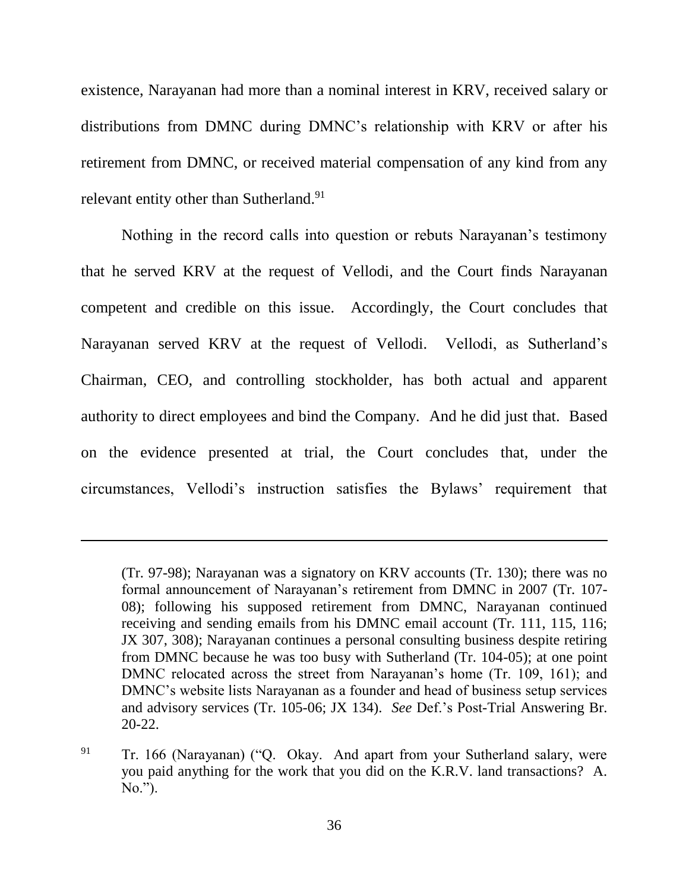existence, Narayanan had more than a nominal interest in KRV, received salary or distributions from DMNC during DMNC's relationship with KRV or after his retirement from DMNC, or received material compensation of any kind from any relevant entity other than Sutherland.[91]

Nothing in the record calls into question or rebuts Narayanan's testimony that he served KRV at the request of Vellodi, and the Court finds Narayanan competent and credible on this issue. Accordingly, the Court concludes that Narayanan served KRV at the request of Vellodi. Vellodi, as Sutherland's Chairman, CEO, and controlling stockholder, has both actual and apparent authority to direct employees and bind the Company. And he did just that. Based on the evidence presented at trial, the Court concludes that, under the circumstances, Vellodi's instruction satisfies the Bylaws' requirement that

---

(Tr. 97-98); Narayanan was a signatory on KRV accounts (Tr. 130); there was no formal announcement of Narayanan's retirement from DMNC in 2007 (Tr. 107-08); following his supposed retirement from DMNC, Narayanan continued receiving and sending emails from his DMNC email account (Tr. 111, 115, 116; JX 307, 308); Narayanan continues a personal consulting business despite retiring from DMNC because he was too busy with Sutherland (Tr. 104-05); at one point DMNC relocated across the street from Narayanan's home (Tr. 109, 161); and DMNC's website lists Narayanan as a founder and head of business setup services and advisory services (Tr. 105-06; JX 134). *See* Def.'s Post-Trial Answering Br. 20-22.

[91] Tr. 166 (Narayanan) ("Q. Okay. And apart from your Sutherland salary, were you paid anything for the work that you did on the K.R.V. land transactions? A. No.").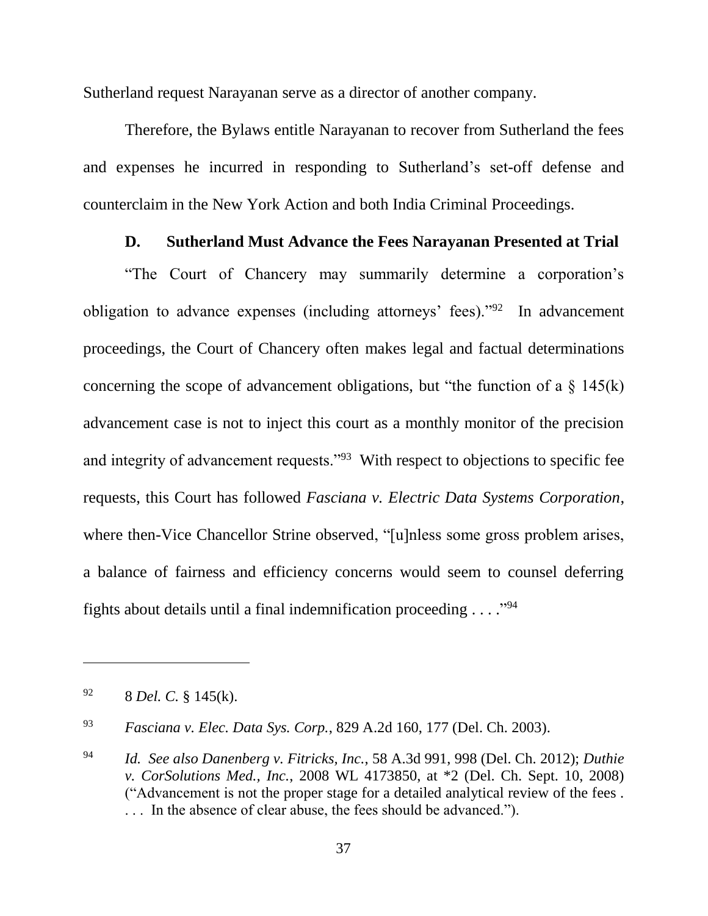Sutherland request Narayanan serve as a director of another company.

Therefore, the Bylaws entitle Narayanan to recover from Sutherland the fees and expenses he incurred in responding to Sutherland's set-off defense and counterclaim in the New York Action and both India Criminal Proceedings.

### D. Sutherland Must Advance the Fees Narayanan Presented at Trial

"The Court of Chancery may summarily determine a corporation's obligation to advance expenses (including attorneys' fees)."[92] In advancement proceedings, the Court of Chancery often makes legal and factual determinations concerning the scope of advancement obligations, but "the function of a § 145(k) advancement case is not to inject this court as a monthly monitor of the precision and integrity of advancement requests."[93] With respect to objections to specific fee requests, this Court has followed *Fasciana v. Electric Data Systems Corporation*, where then-Vice Chancellor Strine observed, "[u]nless some gross problem arises, a balance of fairness and efficiency concerns would seem to counsel deferring fights about details until a final indemnification proceeding . . . ."[94]

---

[92] 8 *Del. C.* § 145(k).

[93] *Fasciana v. Elec. Data Sys. Corp.*, 829 A.2d 160, 177 (Del. Ch. 2003).

[94] *Id. See also Danenberg v. Fitricks, Inc.*, 58 A.3d 991, 998 (Del. Ch. 2012); *Duthie v. CorSolutions Med., Inc.*, 2008 WL 4173850, at *2 (Del. Ch. Sept. 10, 2008) ("Advancement is not the proper stage for a detailed analytical review of the fees . . . . In the absence of clear abuse, the fees should be advanced.").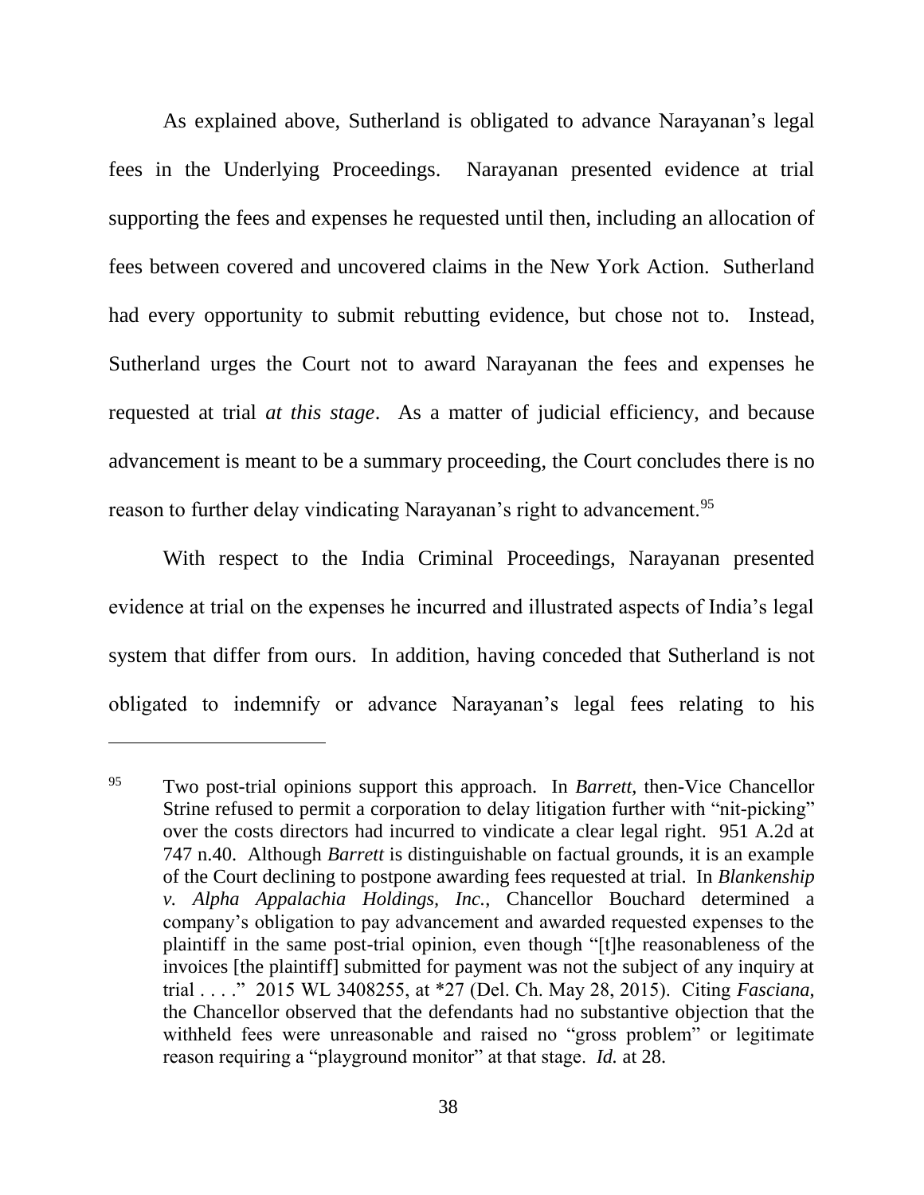As explained above, Sutherland is obligated to advance Narayanan's legal fees in the Underlying Proceedings. Narayanan presented evidence at trial supporting the fees and expenses he requested until then, including an allocation of fees between covered and uncovered claims in the New York Action. Sutherland had every opportunity to submit rebutting evidence, but chose not to. Instead, Sutherland urges the Court not to award Narayanan the fees and expenses he requested at trial *at this stage*. As a matter of judicial efficiency, and because advancement is meant to be a summary proceeding, the Court concludes there is no reason to further delay vindicating Narayanan's right to advancement.[95]

With respect to the India Criminal Proceedings, Narayanan presented evidence at trial on the expenses he incurred and illustrated aspects of India's legal system that differ from ours. In addition, having conceded that Sutherland is not obligated to indemnify or advance Narayanan's legal fees relating to his

---

[95] Two post-trial opinions support this approach. In *Barrett*, then-Vice Chancellor Strine refused to permit a corporation to delay litigation further with "nit-picking" over the costs directors had incurred to vindicate a clear legal right. 951 A.2d at 747 n.40. Although *Barrett* is distinguishable on factual grounds, it is an example of the Court declining to postpone awarding fees requested at trial. In *Blankenship v. Alpha Appalachia Holdings, Inc.*, Chancellor Bouchard determined a company's obligation to pay advancement and awarded requested expenses to the plaintiff in the same post-trial opinion, even though "[t]he reasonableness of the invoices [the plaintiff] submitted for payment was not the subject of any inquiry at trial . . . ." 2015 WL 3408255, at *27 (Del. Ch. May 28, 2015). Citing *Fasciana*, the Chancellor observed that the defendants had no substantive objection that the withheld fees were unreasonable and raised no "gross problem" or legitimate reason requiring a "playground monitor" at that stage. *Id.* at 28.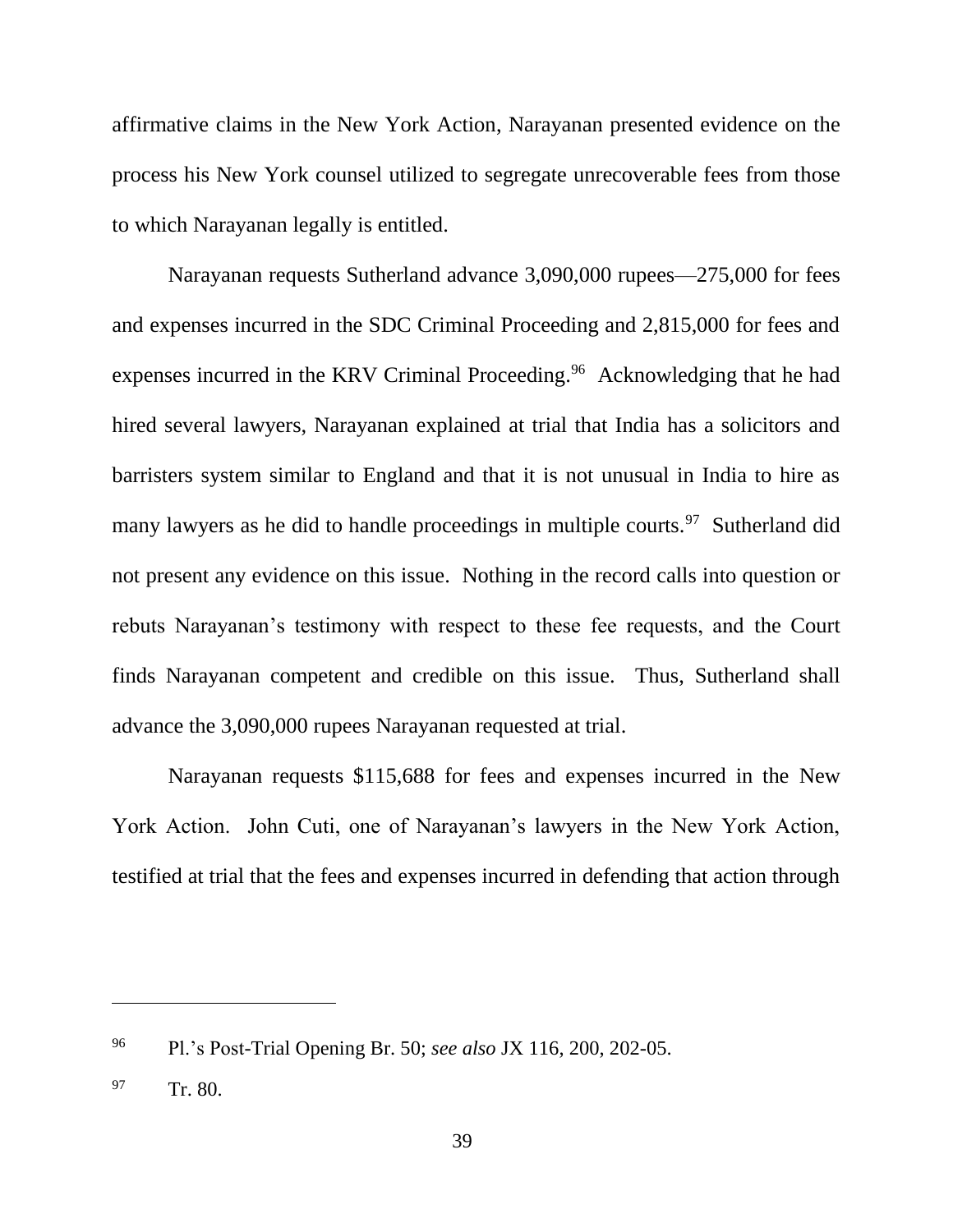affirmative claims in the New York Action, Narayanan presented evidence on the process his New York counsel utilized to segregate unrecoverable fees from those to which Narayanan legally is entitled.

Narayanan requests Sutherland advance 3,090,000 rupees—275,000 for fees and expenses incurred in the SDC Criminal Proceeding and 2,815,000 for fees and expenses incurred in the KRV Criminal Proceeding.[96] Acknowledging that he had hired several lawyers, Narayanan explained at trial that India has a solicitors and barristers system similar to England and that it is not unusual in India to hire as many lawyers as he did to handle proceedings in multiple courts.[97] Sutherland did not present any evidence on this issue. Nothing in the record calls into question or rebuts Narayanan's testimony with respect to these fee requests, and the Court finds Narayanan competent and credible on this issue. Thus, Sutherland shall advance the 3,090,000 rupees Narayanan requested at trial.

Narayanan requests $115,688 for fees and expenses incurred in the New York Action. John Cuti, one of Narayanan's lawyers in the New York Action, testified at trial that the fees and expenses incurred in defending that action through

---

[96] Pl.'s Post-Trial Opening Br. 50; *see also* JX 116, 200, 202-05.

[97] Tr. 80.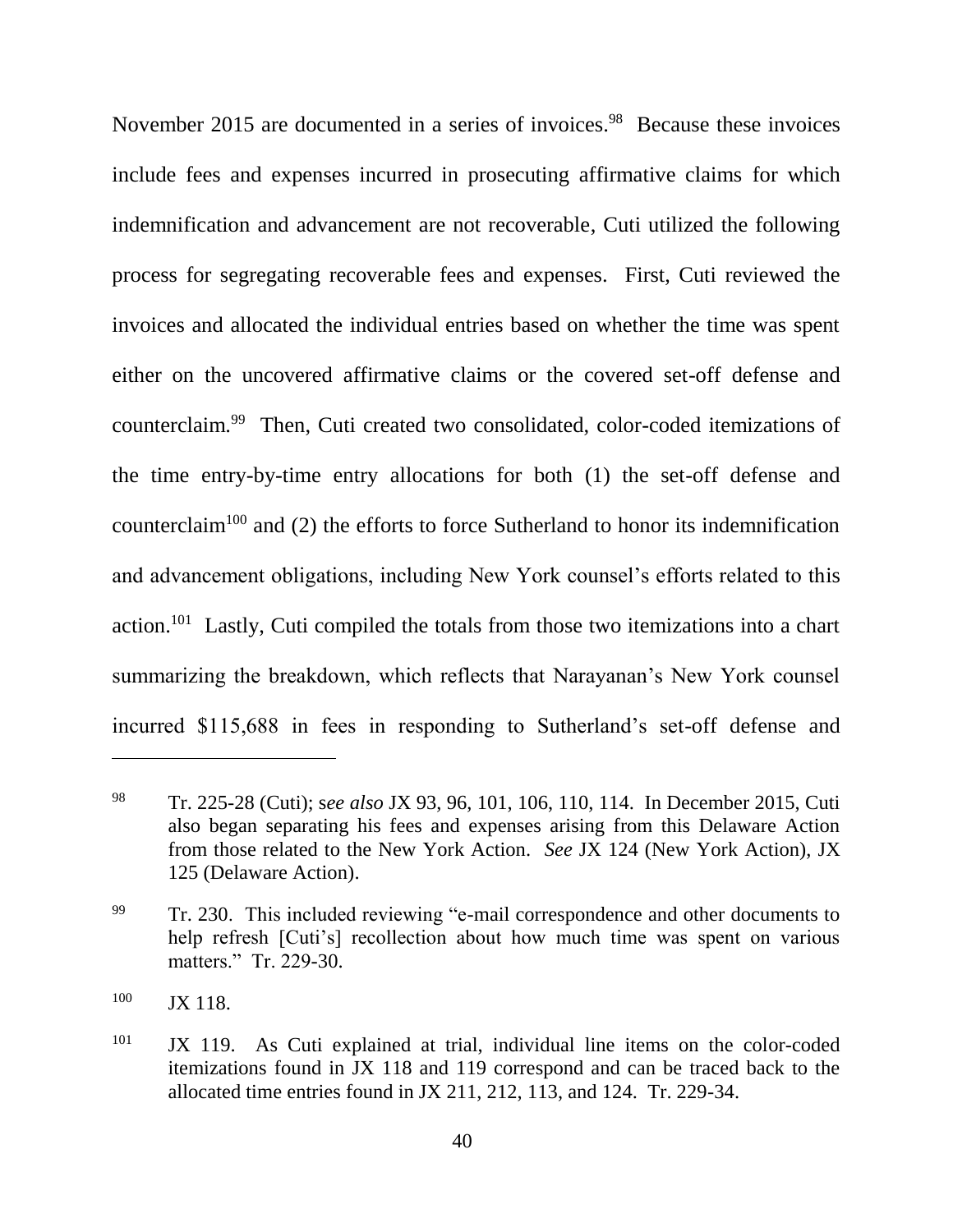November 2015 are documented in a series of invoices.[98] Because these invoices include fees and expenses incurred in prosecuting affirmative claims for which indemnification and advancement are not recoverable, Cuti utilized the following process for segregating recoverable fees and expenses. First, Cuti reviewed the invoices and allocated the individual entries based on whether the time was spent either on the uncovered affirmative claims or the covered set-off defense and counterclaim.[99] Then, Cuti created two consolidated, color-coded itemizations of the time entry-by-time entry allocations for both (1) the set-off defense and counterclaim[100] and (2) the efforts to force Sutherland to honor its indemnification and advancement obligations, including New York counsel's efforts related to this action.[101] Lastly, Cuti compiled the totals from those two itemizations into a chart summarizing the breakdown, which reflects that Narayanan's New York counsel incurred $115,688 in fees in responding to Sutherland's set-off defense and

---

[98] Tr. 225-28 (Cuti); s*ee also* JX 93, 96, 101, 106, 110, 114. In December 2015, Cuti also began separating his fees and expenses arising from this Delaware Action from those related to the New York Action. *See* JX 124 (New York Action), JX 125 (Delaware Action).

[99] Tr. 230. This included reviewing "e-mail correspondence and other documents to help refresh [Cuti's] recollection about how much time was spent on various matters." Tr. 229-30.

[100] JX 118.

[101] JX 119. As Cuti explained at trial, individual line items on the color-coded itemizations found in JX 118 and 119 correspond and can be traced back to the allocated time entries found in JX 211, 212, 113, and 124. Tr. 229-34.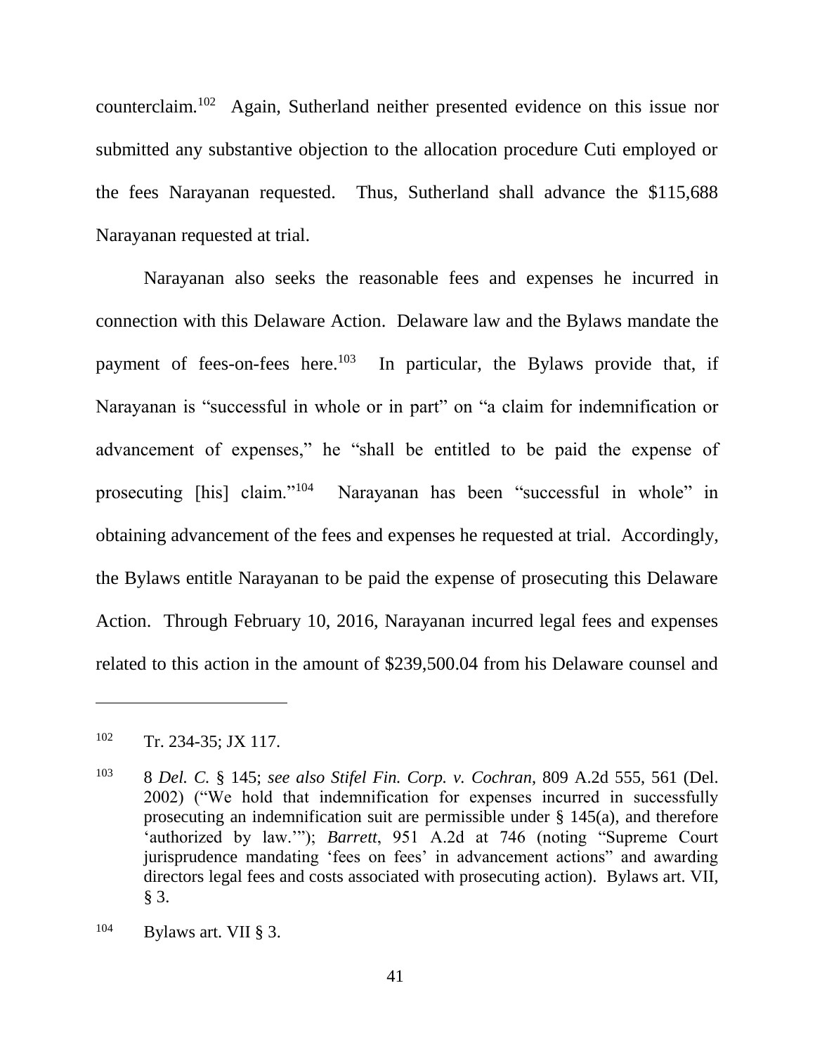counterclaim.[102] Again, Sutherland neither presented evidence on this issue nor submitted any substantive objection to the allocation procedure Cuti employed or the fees Narayanan requested. Thus, Sutherland shall advance the $115,688 Narayanan requested at trial.

Narayanan also seeks the reasonable fees and expenses he incurred in connection with this Delaware Action. Delaware law and the Bylaws mandate the payment of fees-on-fees here.[103] In particular, the Bylaws provide that, if Narayanan is "successful in whole or in part" on "a claim for indemnification or advancement of expenses," he "shall be entitled to be paid the expense of prosecuting [his] claim."[104] Narayanan has been "successful in whole" in obtaining advancement of the fees and expenses he requested at trial. Accordingly, the Bylaws entitle Narayanan to be paid the expense of prosecuting this Delaware Action. Through February 10, 2016, Narayanan incurred legal fees and expenses related to this action in the amount of $239,500.04 from his Delaware counsel and

---

[102] Tr. 234-35; JX 117.

[103] 8 *Del. C.* § 145; *see also Stifel Fin. Corp. v. Cochran*, 809 A.2d 555, 561 (Del. 2002) ("We hold that indemnification for expenses incurred in successfully prosecuting an indemnification suit are permissible under § 145(a), and therefore 'authorized by law.'"); *Barrett*, 951 A.2d at 746 (noting "Supreme Court jurisprudence mandating 'fees on fees' in advancement actions" and awarding directors legal fees and costs associated with prosecuting action). Bylaws art. VII, § 3.

[104] Bylaws art. VII § 3.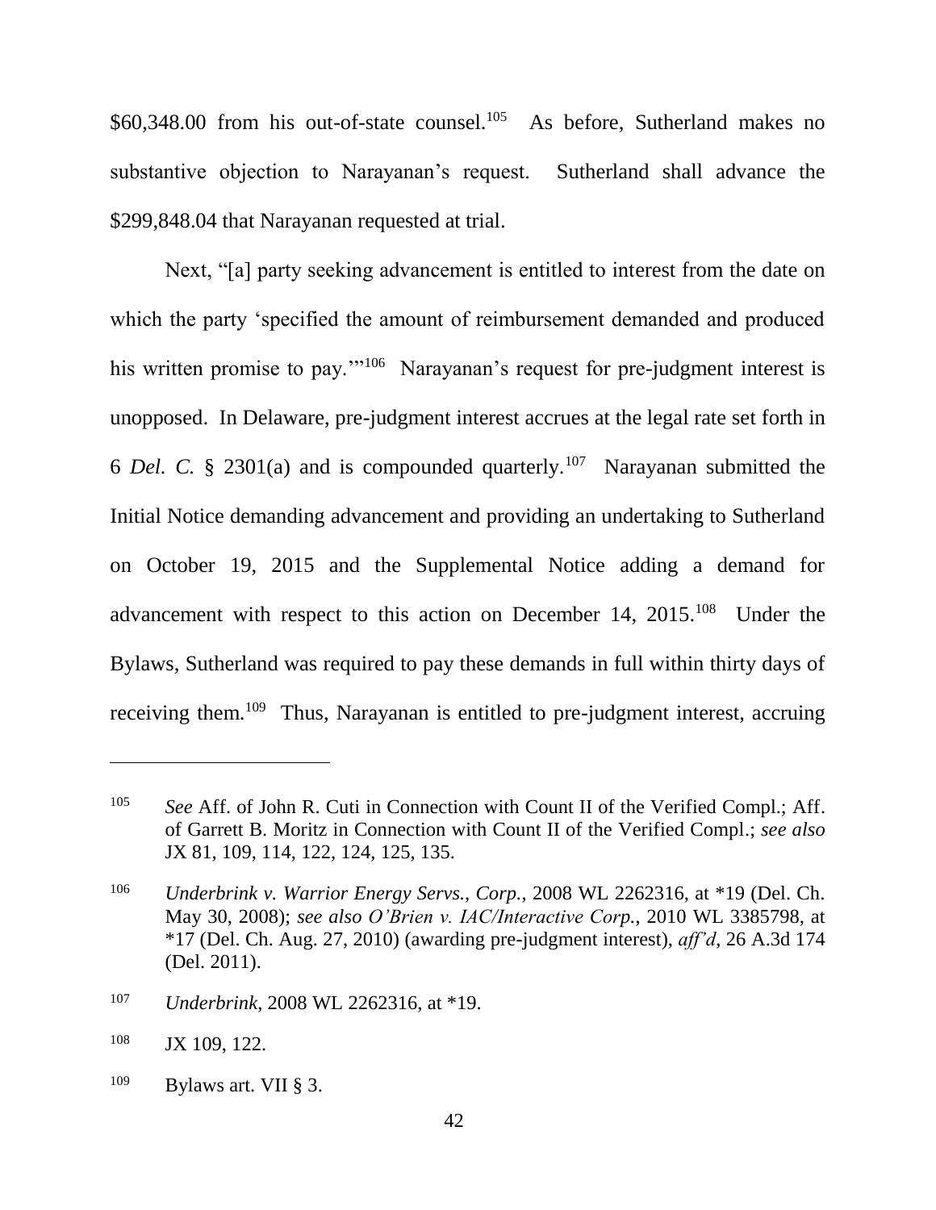$60,348.00 from his out-of-state counsel.[105] As before, Sutherland makes no substantive objection to Narayanan's request. Sutherland shall advance the $299,848.04 that Narayanan requested at trial.

Next, "[a] party seeking advancement is entitled to interest from the date on which the party 'specified the amount of reimbursement demanded and produced his written promise to pay.'"[106] Narayanan's request for pre-judgment interest is unopposed. In Delaware, pre-judgment interest accrues at the legal rate set forth in 6 *Del. C.* § 2301(a) and is compounded quarterly.[107] Narayanan submitted the Initial Notice demanding advancement and providing an undertaking to Sutherland on October 19, 2015 and the Supplemental Notice adding a demand for advancement with respect to this action on December 14, 2015.[108] Under the Bylaws, Sutherland was required to pay these demands in full within thirty days of receiving them.[109] Thus, Narayanan is entitled to pre-judgment interest, accruing

---

[105] *See* Aff. of John R. Cuti in Connection with Count II of the Verified Compl.; Aff. of Garrett B. Moritz in Connection with Count II of the Verified Compl.; *see also* JX 81, 109, 114, 122, 124, 125, 135.

[106] *Underbrink v. Warrior Energy Servs., Corp.*, 2008 WL 2262316, at *19 (Del. Ch. May 30, 2008); *see also O'Brien v. IAC/Interactive Corp.*, 2010 WL 3385798, at *17 (Del. Ch. Aug. 27, 2010) (awarding pre-judgment interest), *aff'd*, 26 A.3d 174 (Del. 2011).

[107] *Underbrink*, 2008 WL 2262316, at *19.

[108] JX 109, 122.

[109] Bylaws art. VII § 3.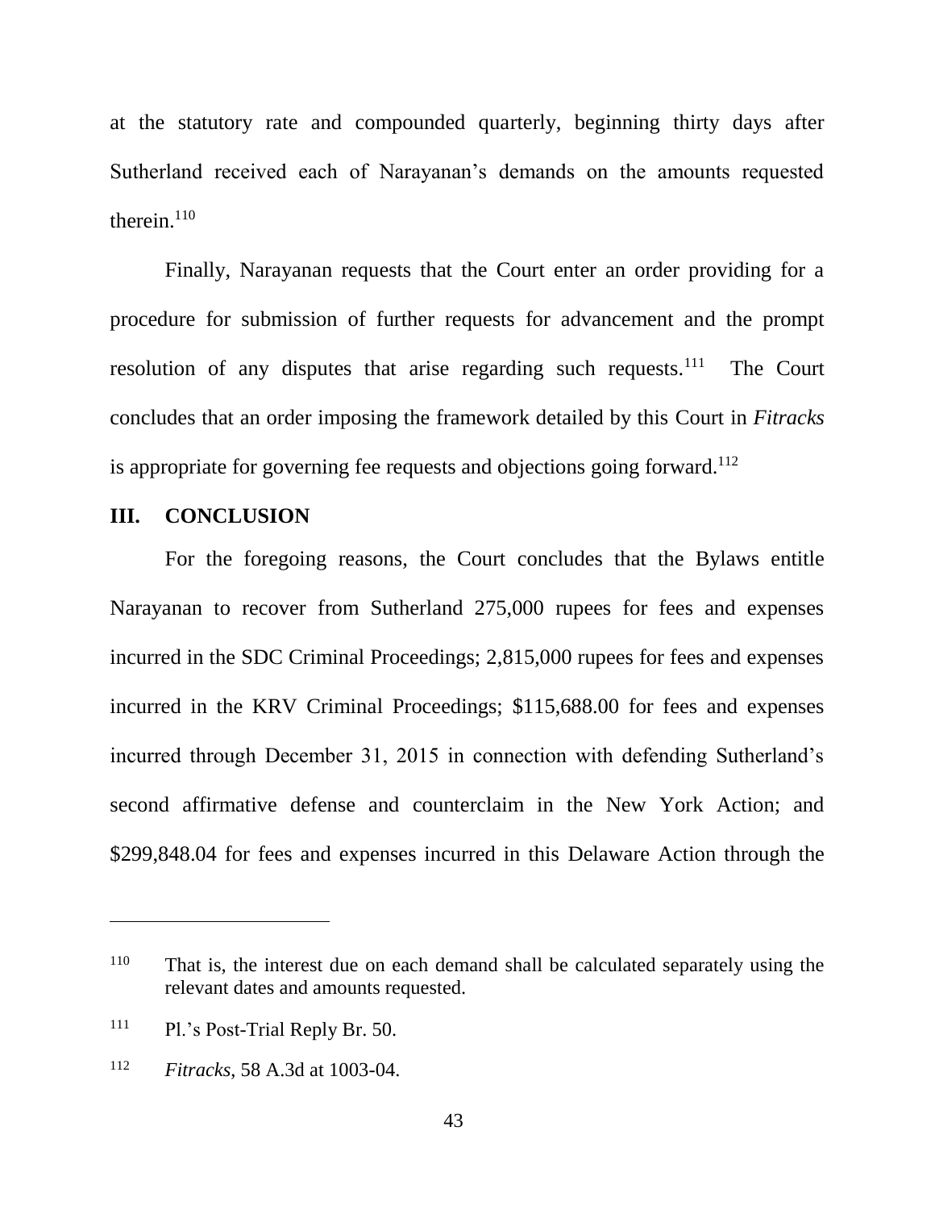at the statutory rate and compounded quarterly, beginning thirty days after Sutherland received each of Narayanan's demands on the amounts requested therein.[110]

Finally, Narayanan requests that the Court enter an order providing for a procedure for submission of further requests for advancement and the prompt resolution of any disputes that arise regarding such requests.[111] The Court concludes that an order imposing the framework detailed by this Court in *Fitracks* is appropriate for governing fee requests and objections going forward.[112]

## III. CONCLUSION

For the foregoing reasons, the Court concludes that the Bylaws entitle Narayanan to recover from Sutherland 275,000 rupees for fees and expenses incurred in the SDC Criminal Proceedings; 2,815,000 rupees for fees and expenses incurred in the KRV Criminal Proceedings; $115,688.00 for fees and expenses incurred through December 31, 2015 in connection with defending Sutherland's second affirmative defense and counterclaim in the New York Action; and $299,848.04 for fees and expenses incurred in this Delaware Action through the

---

[110] That is, the interest due on each demand shall be calculated separately using the relevant dates and amounts requested.

[111] Pl.'s Post-Trial Reply Br. 50.

[112] *Fitracks*, 58 A.3d at 1003-04.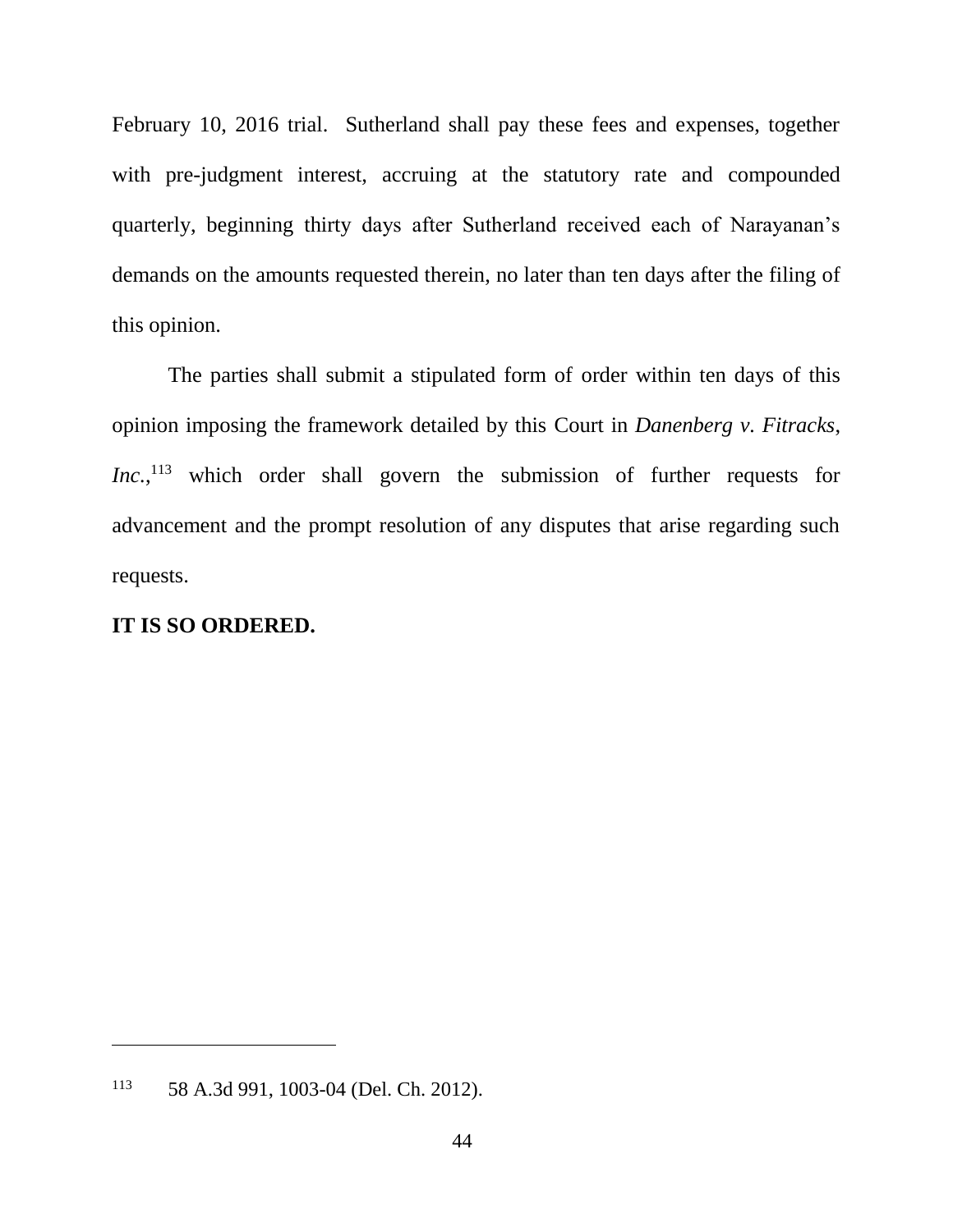February 10, 2016 trial. Sutherland shall pay these fees and expenses, together with pre-judgment interest, accruing at the statutory rate and compounded quarterly, beginning thirty days after Sutherland received each of Narayanan's demands on the amounts requested therein, no later than ten days after the filing of this opinion.

The parties shall submit a stipulated form of order within ten days of this opinion imposing the framework detailed by this Court in *Danenberg v. Fitracks, Inc.*,[113] which order shall govern the submission of further requests for advancement and the prompt resolution of any disputes that arise regarding such requests.

**IT IS SO ORDERED.**

---

113 58 A.3d 991, 1003-04 (Del. Ch. 2012).